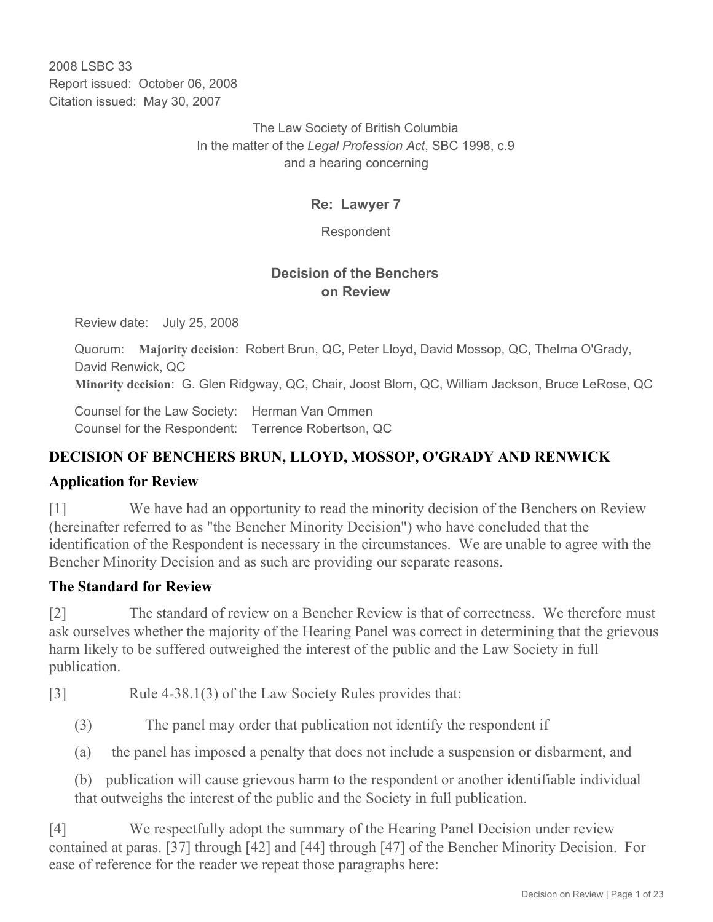2008 LSBC 33
Report issued: October 06, 2008
Citation issued: May 30, 2007

The Law Society of British Columbia
In the matter of the *Legal Profession Act*, SBC 1998, c.9
and a hearing concerning

**Re: Lawyer 7**

Respondent

**Decision of the Benchers on Review**

Review date: July 25, 2008

Quorum: **Majority decision**: Robert Brun, QC, Peter Lloyd, David Mossop, QC, Thelma O'Grady, David Renwick, QC
**Minority decision**: G. Glen Ridgway, QC, Chair, Joost Blom, QC, William Jackson, Bruce LeRose, QC

Counsel for the Law Society: Herman Van Ommen
Counsel for the Respondent: Terrence Robertson, QC

## DECISION OF BENCHERS BRUN, LLOYD, MOSSOP, O'GRADY AND RENWICK

### Application for Review

[1] We have had an opportunity to read the minority decision of the Benchers on Review (hereinafter referred to as "the Bencher Minority Decision") who have concluded that the identification of the Respondent is necessary in the circumstances. We are unable to agree with the Bencher Minority Decision and as such are providing our separate reasons.

### The Standard for Review

[2] The standard of review on a Bencher Review is that of correctness. We therefore must ask ourselves whether the majority of the Hearing Panel was correct in determining that the grievous harm likely to be suffered outweighed the interest of the public and the Law Society in full publication.

[3] Rule 4-38.1(3) of the Law Society Rules provides that:

(3) The panel may order that publication not identify the respondent if

(a) the panel has imposed a penalty that does not include a suspension or disbarment, and

(b) publication will cause grievous harm to the respondent or another identifiable individual that outweighs the interest of the public and the Society in full publication.

[4] We respectfully adopt the summary of the Hearing Panel Decision under review contained at paras. [37] through [42] and [44] through [47] of the Bencher Minority Decision. For ease of reference for the reader we repeat those paragraphs here: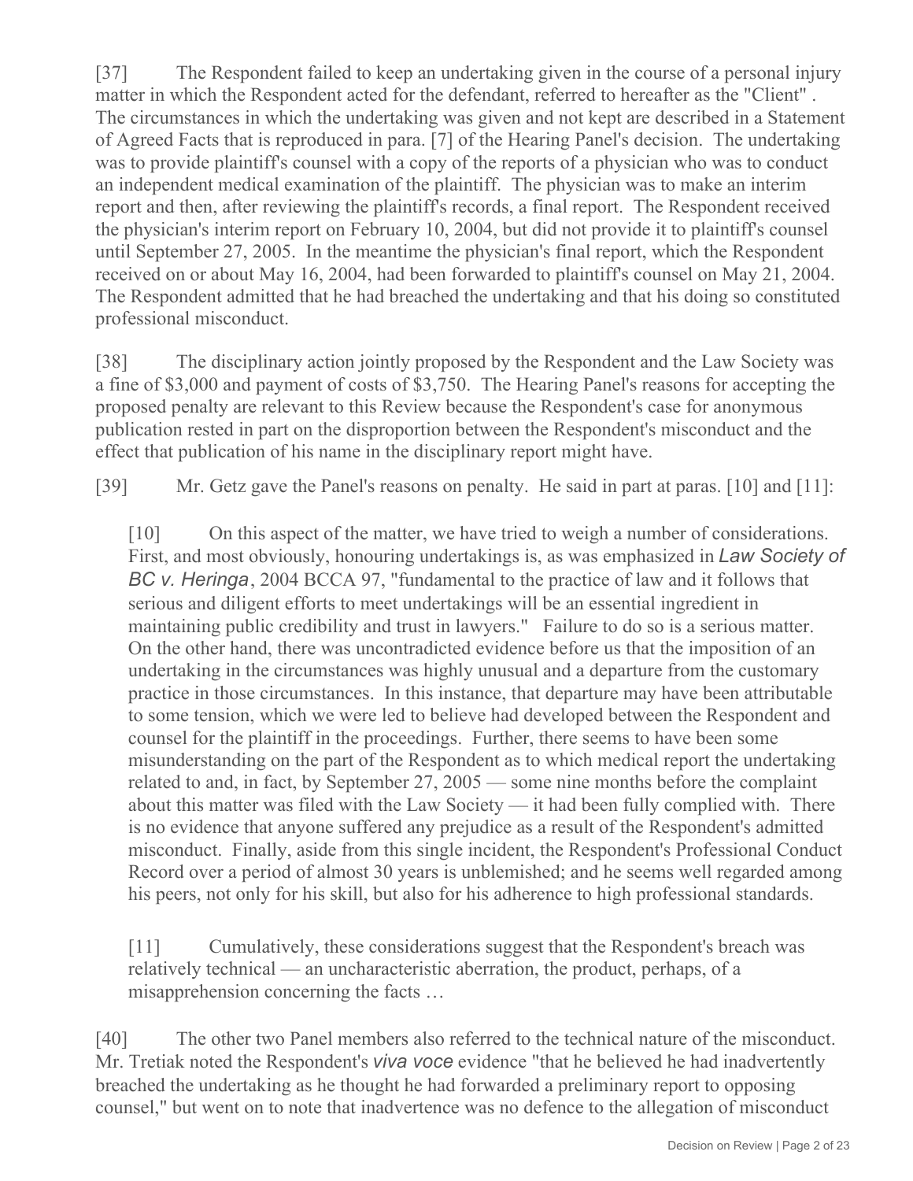[37] The Respondent failed to keep an undertaking given in the course of a personal injury matter in which the Respondent acted for the defendant, referred to hereafter as the "Client" . The circumstances in which the undertaking was given and not kept are described in a Statement of Agreed Facts that is reproduced in para. [7] of the Hearing Panel's decision. The undertaking was to provide plaintiff's counsel with a copy of the reports of a physician who was to conduct an independent medical examination of the plaintiff. The physician was to make an interim report and then, after reviewing the plaintiff's records, a final report. The Respondent received the physician's interim report on February 10, 2004, but did not provide it to plaintiff's counsel until September 27, 2005. In the meantime the physician's final report, which the Respondent received on or about May 16, 2004, had been forwarded to plaintiff's counsel on May 21, 2004. The Respondent admitted that he had breached the undertaking and that his doing so constituted professional misconduct.

[38] The disciplinary action jointly proposed by the Respondent and the Law Society was a fine of $3,000 and payment of costs of $3,750. The Hearing Panel's reasons for accepting the proposed penalty are relevant to this Review because the Respondent's case for anonymous publication rested in part on the disproportion between the Respondent's misconduct and the effect that publication of his name in the disciplinary report might have.

[39] Mr. Getz gave the Panel's reasons on penalty. He said in part at paras. [10] and [11]:

> [10] On this aspect of the matter, we have tried to weigh a number of considerations. First, and most obviously, honouring undertakings is, as was emphasized in *Law Society of BC v. Heringa*, 2004 BCCA 97, "fundamental to the practice of law and it follows that serious and diligent efforts to meet undertakings will be an essential ingredient in maintaining public credibility and trust in lawyers." Failure to do so is a serious matter. On the other hand, there was uncontradicted evidence before us that the imposition of an undertaking in the circumstances was highly unusual and a departure from the customary practice in those circumstances. In this instance, that departure may have been attributable to some tension, which we were led to believe had developed between the Respondent and counsel for the plaintiff in the proceedings. Further, there seems to have been some misunderstanding on the part of the Respondent as to which medical report the undertaking related to and, in fact, by September 27, 2005 — some nine months before the complaint about this matter was filed with the Law Society — it had been fully complied with. There is no evidence that anyone suffered any prejudice as a result of the Respondent's admitted misconduct. Finally, aside from this single incident, the Respondent's Professional Conduct Record over a period of almost 30 years is unblemished; and he seems well regarded among his peers, not only for his skill, but also for his adherence to high professional standards.
>
> [11] Cumulatively, these considerations suggest that the Respondent's breach was relatively technical — an uncharacteristic aberration, the product, perhaps, of a misapprehension concerning the facts …

[40] The other two Panel members also referred to the technical nature of the misconduct. Mr. Tretiak noted the Respondent's *viva voce* evidence "that he believed he had inadvertently breached the undertaking as he thought he had forwarded a preliminary report to opposing counsel," but went on to note that inadvertence was no defence to the allegation of misconduct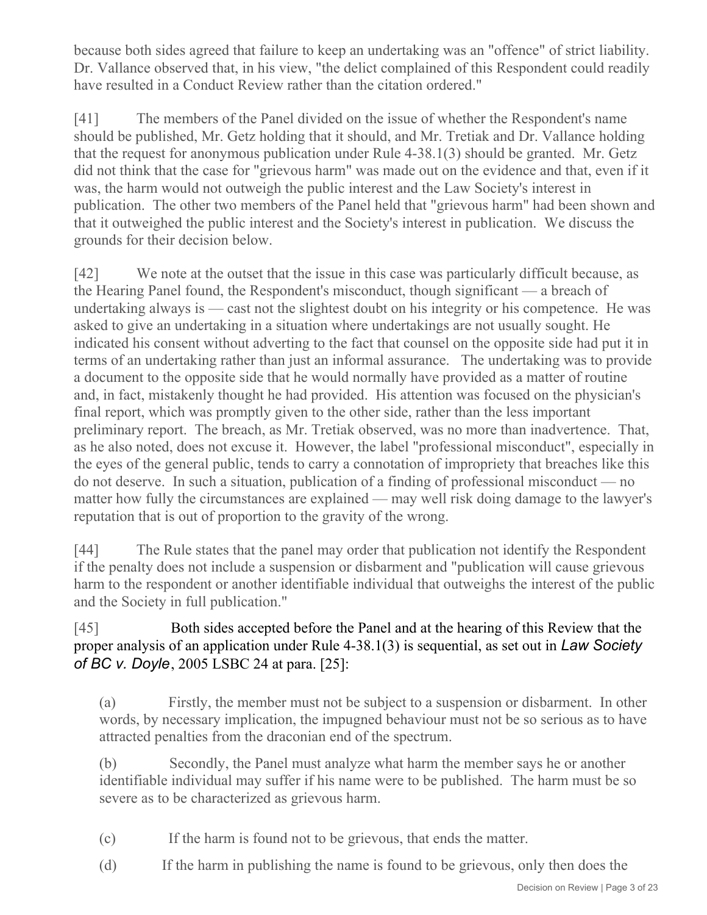because both sides agreed that failure to keep an undertaking was an "offence" of strict liability. Dr. Vallance observed that, in his view, "the delict complained of this Respondent could readily have resulted in a Conduct Review rather than the citation ordered."

[41] The members of the Panel divided on the issue of whether the Respondent's name should be published, Mr. Getz holding that it should, and Mr. Tretiak and Dr. Vallance holding that the request for anonymous publication under Rule 4-38.1(3) should be granted. Mr. Getz did not think that the case for "grievous harm" was made out on the evidence and that, even if it was, the harm would not outweigh the public interest and the Law Society's interest in publication. The other two members of the Panel held that "grievous harm" had been shown and that it outweighed the public interest and the Society's interest in publication. We discuss the grounds for their decision below.

[42] We note at the outset that the issue in this case was particularly difficult because, as the Hearing Panel found, the Respondent's misconduct, though significant — a breach of undertaking always is — cast not the slightest doubt on his integrity or his competence. He was asked to give an undertaking in a situation where undertakings are not usually sought. He indicated his consent without adverting to the fact that counsel on the opposite side had put it in terms of an undertaking rather than just an informal assurance. The undertaking was to provide a document to the opposite side that he would normally have provided as a matter of routine and, in fact, mistakenly thought he had provided. His attention was focused on the physician's final report, which was promptly given to the other side, rather than the less important preliminary report. The breach, as Mr. Tretiak observed, was no more than inadvertence. That, as he also noted, does not excuse it. However, the label "professional misconduct", especially in the eyes of the general public, tends to carry a connotation of impropriety that breaches like this do not deserve. In such a situation, publication of a finding of professional misconduct — no matter how fully the circumstances are explained — may well risk doing damage to the lawyer's reputation that is out of proportion to the gravity of the wrong.

[44] The Rule states that the panel may order that publication not identify the Respondent if the penalty does not include a suspension or disbarment and "publication will cause grievous harm to the respondent or another identifiable individual that outweighs the interest of the public and the Society in full publication."

[45] Both sides accepted before the Panel and at the hearing of this Review that the proper analysis of an application under Rule 4-38.1(3) is sequential, as set out in *Law Society of BC v. Doyle*, 2005 LSBC 24 at para. [25]:

> (a) Firstly, the member must not be subject to a suspension or disbarment. In other words, by necessary implication, the impugned behaviour must not be so serious as to have attracted penalties from the draconian end of the spectrum.
>
> (b) Secondly, the Panel must analyze what harm the member says he or another identifiable individual may suffer if his name were to be published. The harm must be so severe as to be characterized as grievous harm.
>
> (c) If the harm is found not to be grievous, that ends the matter.
>
> (d) If the harm in publishing the name is found to be grievous, only then does the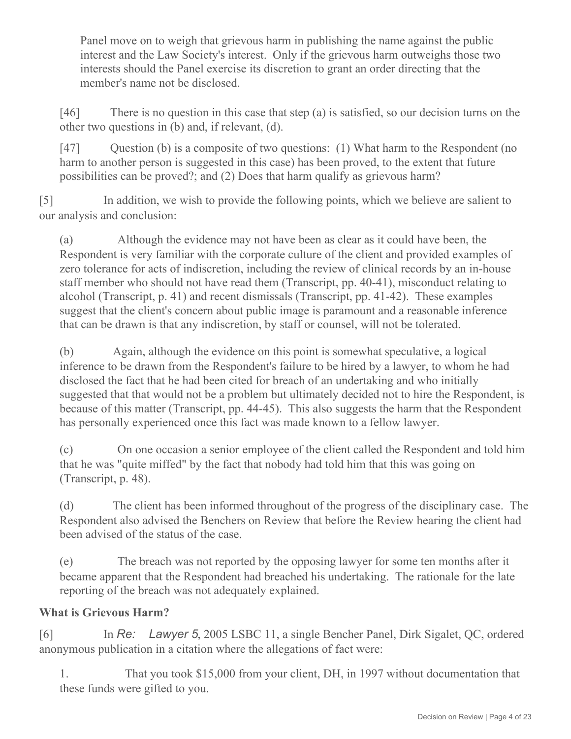Panel move on to weigh that grievous harm in publishing the name against the public interest and the Law Society's interest. Only if the grievous harm outweighs those two interests should the Panel exercise its discretion to grant an order directing that the member's name not be disclosed.

> [46] There is no question in this case that step (a) is satisfied, so our decision turns on the other two questions in (b) and, if relevant, (d).
>
> [47] Question (b) is a composite of two questions: (1) What harm to the Respondent (no harm to another person is suggested in this case) has been proved, to the extent that future possibilities can be proved?; and (2) Does that harm qualify as grievous harm?

[5] In addition, we wish to provide the following points, which we believe are salient to our analysis and conclusion:

(a) Although the evidence may not have been as clear as it could have been, the Respondent is very familiar with the corporate culture of the client and provided examples of zero tolerance for acts of indiscretion, including the review of clinical records by an in-house staff member who should not have read them (Transcript, pp. 40-41), misconduct relating to alcohol (Transcript, p. 41) and recent dismissals (Transcript, pp. 41-42). These examples suggest that the client's concern about public image is paramount and a reasonable inference that can be drawn is that any indiscretion, by staff or counsel, will not be tolerated.

(b) Again, although the evidence on this point is somewhat speculative, a logical inference to be drawn from the Respondent's failure to be hired by a lawyer, to whom he had disclosed the fact that he had been cited for breach of an undertaking and who initially suggested that that would not be a problem but ultimately decided not to hire the Respondent, is because of this matter (Transcript, pp. 44-45). This also suggests the harm that the Respondent has personally experienced once this fact was made known to a fellow lawyer.

(c) On one occasion a senior employee of the client called the Respondent and told him that he was "quite miffed" by the fact that nobody had told him that this was going on (Transcript, p. 48).

(d) The client has been informed throughout of the progress of the disciplinary case. The Respondent also advised the Benchers on Review that before the Review hearing the client had been advised of the status of the case.

(e) The breach was not reported by the opposing lawyer for some ten months after it became apparent that the Respondent had breached his undertaking. The rationale for the late reporting of the breach was not adequately explained.

**What is Grievous Harm?**

[6] In *Re: Lawyer 5*, 2005 LSBC 11, a single Bencher Panel, Dirk Sigalet, QC, ordered anonymous publication in a citation where the allegations of fact were:

1. That you took $15,000 from your client, DH, in 1997 without documentation that these funds were gifted to you.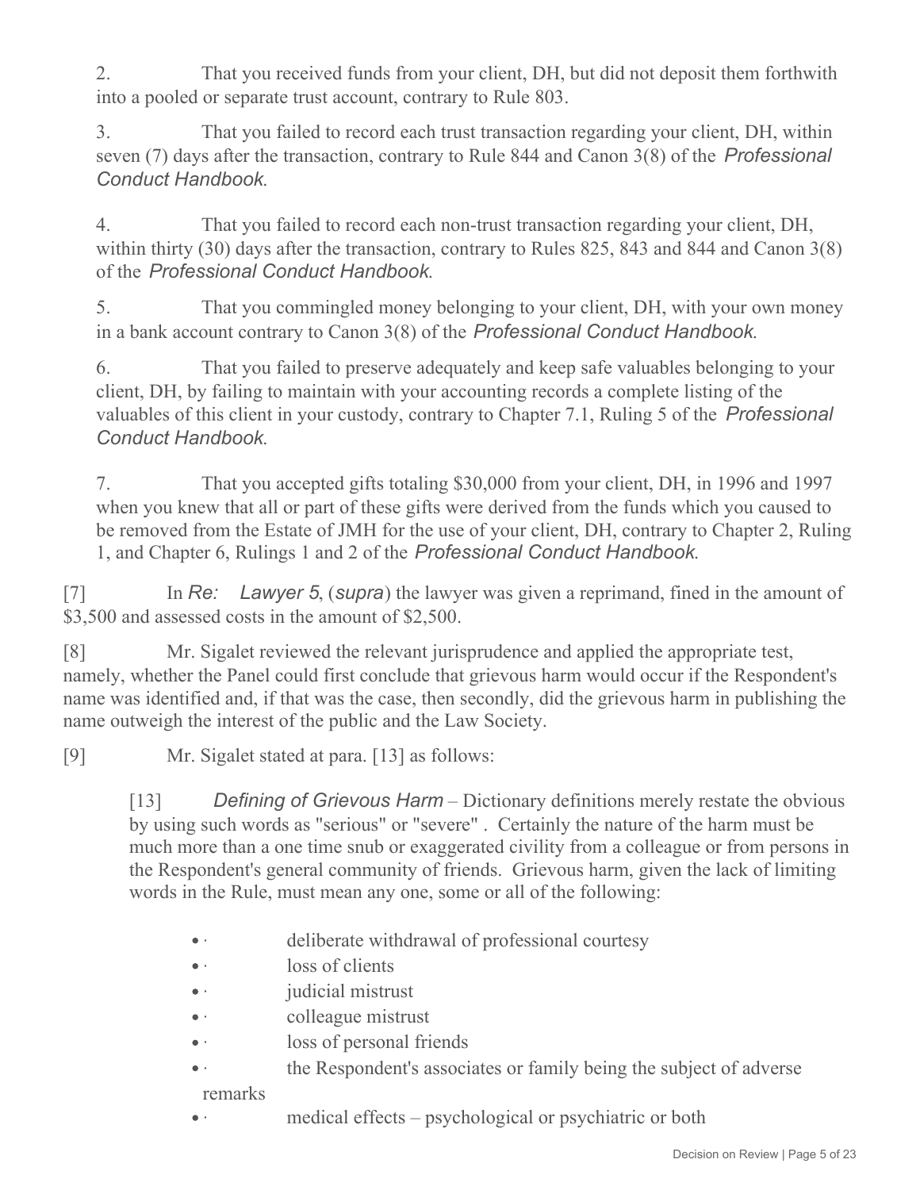2. That you received funds from your client, DH, but did not deposit them forthwith into a pooled or separate trust account, contrary to Rule 803.

3. That you failed to record each trust transaction regarding your client, DH, within seven (7) days after the transaction, contrary to Rule 844 and Canon 3(8) of the *Professional Conduct Handbook*.

4. That you failed to record each non-trust transaction regarding your client, DH, within thirty (30) days after the transaction, contrary to Rules 825, 843 and 844 and Canon 3(8) of the *Professional Conduct Handbook*.

5. That you commingled money belonging to your client, DH, with your own money in a bank account contrary to Canon 3(8) of the *Professional Conduct Handbook*.

6. That you failed to preserve adequately and keep safe valuables belonging to your client, DH, by failing to maintain with your accounting records a complete listing of the valuables of this client in your custody, contrary to Chapter 7.1, Ruling 5 of the *Professional Conduct Handbook*.

7. That you accepted gifts totaling $30,000 from your client, DH, in 1996 and 1997 when you knew that all or part of these gifts were derived from the funds which you caused to be removed from the Estate of JMH for the use of your client, DH, contrary to Chapter 2, Ruling 1, and Chapter 6, Rulings 1 and 2 of the *Professional Conduct Handbook*.

[7] In *Re: Lawyer 5*, (*supra*) the lawyer was given a reprimand, fined in the amount of $3,500 and assessed costs in the amount of $2,500.

[8] Mr. Sigalet reviewed the relevant jurisprudence and applied the appropriate test, namely, whether the Panel could first conclude that grievous harm would occur if the Respondent's name was identified and, if that was the case, then secondly, did the grievous harm in publishing the name outweigh the interest of the public and the Law Society.

[9] Mr. Sigalet stated at para. [13] as follows:

> [13] *Defining of Grievous Harm* – Dictionary definitions merely restate the obvious by using such words as "serious" or "severe" . Certainly the nature of the harm must be much more than a one time snub or exaggerated civility from a colleague or from persons in the Respondent's general community of friends. Grievous harm, given the lack of limiting words in the Rule, must mean any one, some or all of the following:
>
> - deliberate withdrawal of professional courtesy
> - loss of clients
> - judicial mistrust
> - colleague mistrust
> - loss of personal friends
> - the Respondent's associates or family being the subject of adverse remarks
> - medical effects – psychological or psychiatric or both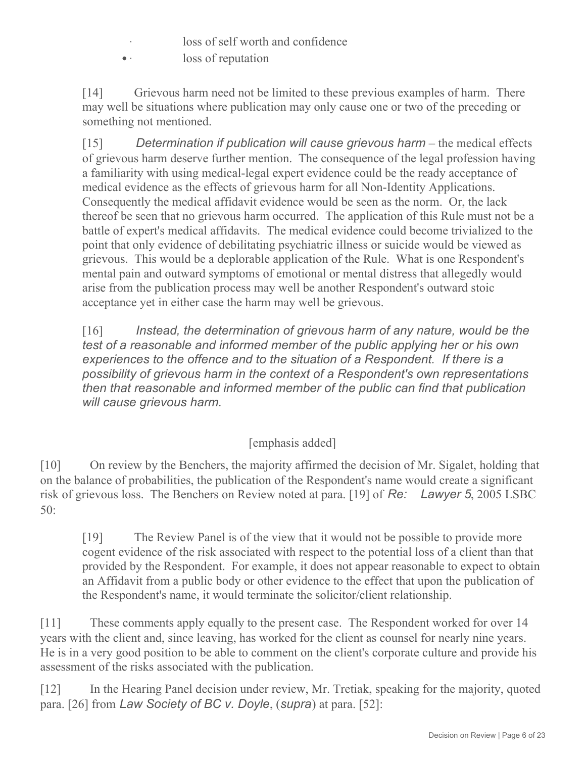- loss of self worth and confidence
- loss of reputation

> [14] Grievous harm need not be limited to these previous examples of harm. There may well be situations where publication may only cause one or two of the preceding or something not mentioned.
>
> [15] *Determination if publication will cause grievous harm* – the medical effects of grievous harm deserve further mention. The consequence of the legal profession having a familiarity with using medical-legal expert evidence could be the ready acceptance of medical evidence as the effects of grievous harm for all Non-Identity Applications. Consequently the medical affidavit evidence would be seen as the norm. Or, the lack thereof be seen that no grievous harm occurred. The application of this Rule must not be a battle of expert's medical affidavits. The medical evidence could become trivialized to the point that only evidence of debilitating psychiatric illness or suicide would be viewed as grievous. This would be a deplorable application of the Rule. What is one Respondent's mental pain and outward symptoms of emotional or mental distress that allegedly would arise from the publication process may well be another Respondent's outward stoic acceptance yet in either case the harm may well be grievous.
>
> [16] *Instead, the determination of grievous harm of any nature, would be the test of a reasonable and informed member of the public applying her or his own experiences to the offence and to the situation of a Respondent. If there is a possibility of grievous harm in the context of a Respondent's own representations then that reasonable and informed member of the public can find that publication will cause grievous harm.*
>
> [emphasis added]

[10] On review by the Benchers, the majority affirmed the decision of Mr. Sigalet, holding that on the balance of probabilities, the publication of the Respondent's name would create a significant risk of grievous loss. The Benchers on Review noted at para. [19] of *Re: Lawyer 5*, 2005 LSBC 50:

> [19] The Review Panel is of the view that it would not be possible to provide more cogent evidence of the risk associated with respect to the potential loss of a client than that provided by the Respondent. For example, it does not appear reasonable to expect to obtain an Affidavit from a public body or other evidence to the effect that upon the publication of the Respondent's name, it would terminate the solicitor/client relationship.

[11] These comments apply equally to the present case. The Respondent worked for over 14 years with the client and, since leaving, has worked for the client as counsel for nearly nine years. He is in a very good position to be able to comment on the client's corporate culture and provide his assessment of the risks associated with the publication.

[12] In the Hearing Panel decision under review, Mr. Tretiak, speaking for the majority, quoted para. [26] from *Law Society of BC v. Doyle*, (*supra*) at para. [52]: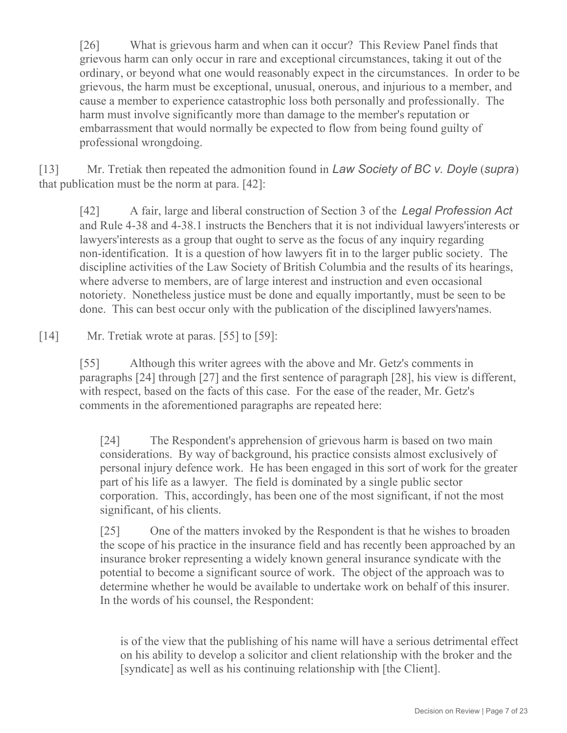> [26] What is grievous harm and when can it occur? This Review Panel finds that grievous harm can only occur in rare and exceptional circumstances, taking it out of the ordinary, or beyond what one would reasonably expect in the circumstances. In order to be grievous, the harm must be exceptional, unusual, onerous, and injurious to a member, and cause a member to experience catastrophic loss both personally and professionally. The harm must involve significantly more than damage to the member's reputation or embarrassment that would normally be expected to flow from being found guilty of professional wrongdoing.

[13] Mr. Tretiak then repeated the admonition found in *Law Society of BC v. Doyle* (*supra*) that publication must be the norm at para. [42]:

> [42] A fair, large and liberal construction of Section 3 of the *Legal Profession Act* and Rule 4-38 and 4-38.1 instructs the Benchers that it is not individual lawyers'interests or lawyers'interests as a group that ought to serve as the focus of any inquiry regarding non-identification. It is a question of how lawyers fit in to the larger public society. The discipline activities of the Law Society of British Columbia and the results of its hearings, where adverse to members, are of large interest and instruction and even occasional notoriety. Nonetheless justice must be done and equally importantly, must be seen to be done. This can best occur only with the publication of the disciplined lawyers'names.

[14] Mr. Tretiak wrote at paras. [55] to [59]:

> [55] Although this writer agrees with the above and Mr. Getz's comments in paragraphs [24] through [27] and the first sentence of paragraph [28], his view is different, with respect, based on the facts of this case. For the ease of the reader, Mr. Getz's comments in the aforementioned paragraphs are repeated here:
>
> > [24] The Respondent's apprehension of grievous harm is based on two main considerations. By way of background, his practice consists almost exclusively of personal injury defence work. He has been engaged in this sort of work for the greater part of his life as a lawyer. The field is dominated by a single public sector corporation. This, accordingly, has been one of the most significant, if not the most significant, of his clients.
> >
> > [25] One of the matters invoked by the Respondent is that he wishes to broaden the scope of his practice in the insurance field and has recently been approached by an insurance broker representing a widely known general insurance syndicate with the potential to become a significant source of work. The object of the approach was to determine whether he would be available to undertake work on behalf of this insurer. In the words of his counsel, the Respondent:
> >
> > > is of the view that the publishing of his name will have a serious detrimental effect on his ability to develop a solicitor and client relationship with the broker and the [syndicate] as well as his continuing relationship with [the Client].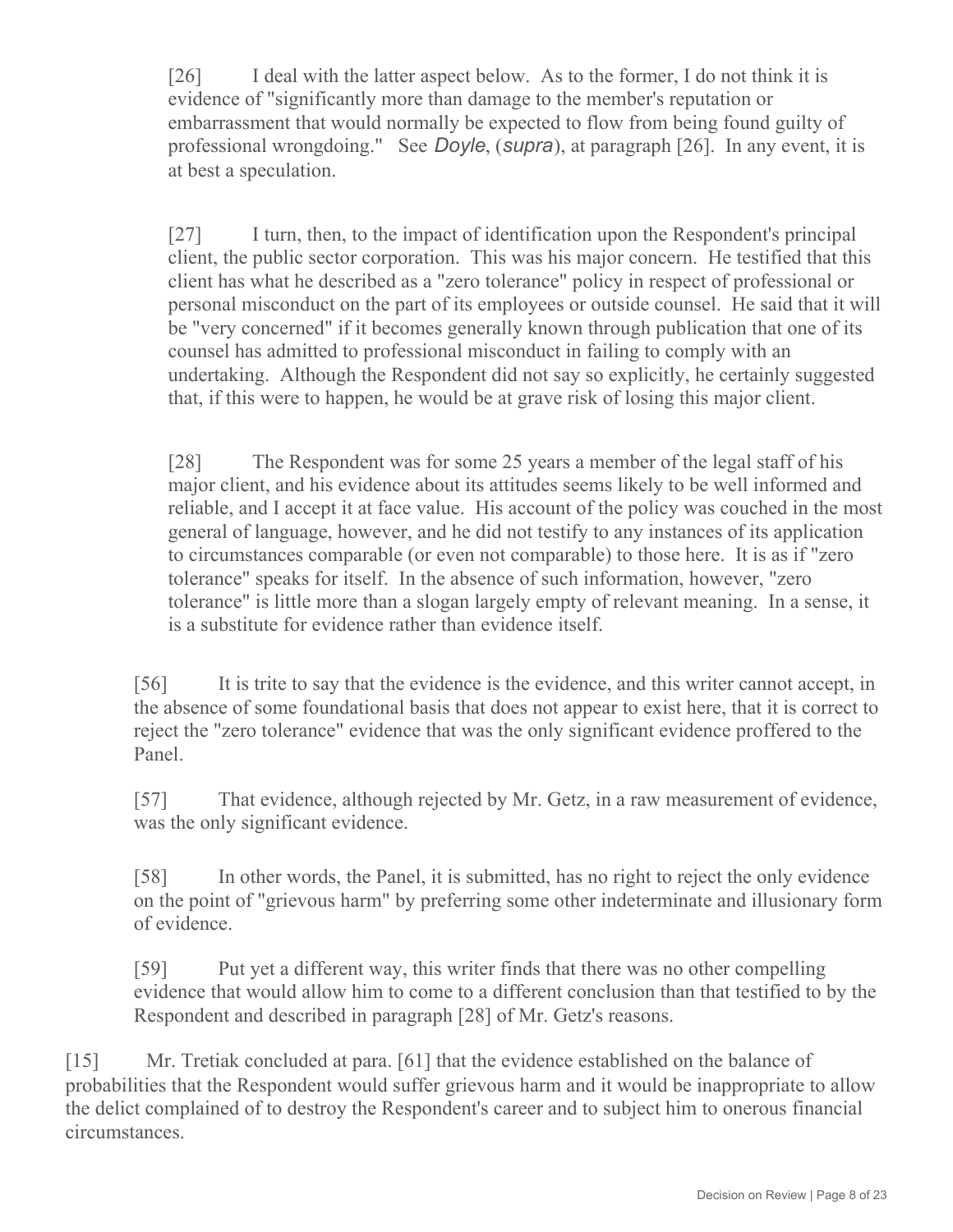> [26] I deal with the latter aspect below. As to the former, I do not think it is evidence of "significantly more than damage to the member's reputation or embarrassment that would normally be expected to flow from being found guilty of professional wrongdoing." See *Doyle*, (*supra*), at paragraph [26]. In any event, it is at best a speculation.
>
> [27] I turn, then, to the impact of identification upon the Respondent's principal client, the public sector corporation. This was his major concern. He testified that this client has what he described as a "zero tolerance" policy in respect of professional or personal misconduct on the part of its employees or outside counsel. He said that it will be "very concerned" if it becomes generally known through publication that one of its counsel has admitted to professional misconduct in failing to comply with an undertaking. Although the Respondent did not say so explicitly, he certainly suggested that, if this were to happen, he would be at grave risk of losing this major client.
>
> [28] The Respondent was for some 25 years a member of the legal staff of his major client, and his evidence about its attitudes seems likely to be well informed and reliable, and I accept it at face value. His account of the policy was couched in the most general of language, however, and he did not testify to any instances of its application to circumstances comparable (or even not comparable) to those here. It is as if "zero tolerance" speaks for itself. In the absence of such information, however, "zero tolerance" is little more than a slogan largely empty of relevant meaning. In a sense, it is a substitute for evidence rather than evidence itself.

> [56] It is trite to say that the evidence is the evidence, and this writer cannot accept, in the absence of some foundational basis that does not appear to exist here, that it is correct to reject the "zero tolerance" evidence that was the only significant evidence proffered to the Panel.
>
> [57] That evidence, although rejected by Mr. Getz, in a raw measurement of evidence, was the only significant evidence.
>
> [58] In other words, the Panel, it is submitted, has no right to reject the only evidence on the point of "grievous harm" by preferring some other indeterminate and illusionary form of evidence.
>
> [59] Put yet a different way, this writer finds that there was no other compelling evidence that would allow him to come to a different conclusion than that testified to by the Respondent and described in paragraph [28] of Mr. Getz's reasons.

[15] Mr. Tretiak concluded at para. [61] that the evidence established on the balance of probabilities that the Respondent would suffer grievous harm and it would be inappropriate to allow the delict complained of to destroy the Respondent's career and to subject him to onerous financial circumstances.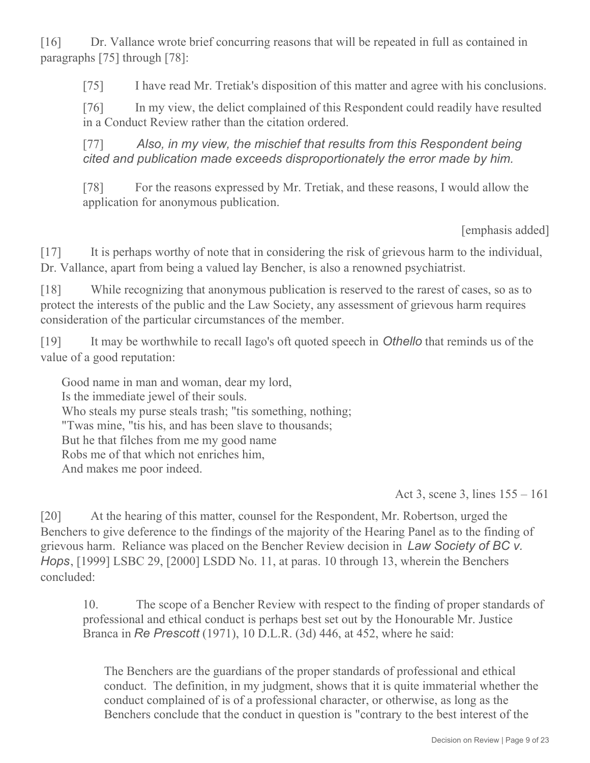[16] Dr. Vallance wrote brief concurring reasons that will be repeated in full as contained in paragraphs [75] through [78]:

> [75] I have read Mr. Tretiak's disposition of this matter and agree with his conclusions.
>
> [76] In my view, the delict complained of this Respondent could readily have resulted in a Conduct Review rather than the citation ordered.
>
> [77] *Also, in my view, the mischief that results from this Respondent being cited and publication made exceeds disproportionately the error made by him.*
>
> [78] For the reasons expressed by Mr. Tretiak, and these reasons, I would allow the application for anonymous publication.
>
> [emphasis added]

[17] It is perhaps worthy of note that in considering the risk of grievous harm to the individual, Dr. Vallance, apart from being a valued lay Bencher, is also a renowned psychiatrist.

[18] While recognizing that anonymous publication is reserved to the rarest of cases, so as to protect the interests of the public and the Law Society, any assessment of grievous harm requires consideration of the particular circumstances of the member.

[19] It may be worthwhile to recall Iago's oft quoted speech in *Othello* that reminds us of the value of a good reputation:

> Good name in man and woman, dear my lord,
> Is the immediate jewel of their souls.
> Who steals my purse steals trash; "tis something, nothing;
> "Twas mine, "tis his, and has been slave to thousands;
> But he that filches from me my good name
> Robs me of that which not enriches him,
> And makes me poor indeed.
>
> Act 3, scene 3, lines 155 – 161

[20] At the hearing of this matter, counsel for the Respondent, Mr. Robertson, urged the Benchers to give deference to the findings of the majority of the Hearing Panel as to the finding of grievous harm. Reliance was placed on the Bencher Review decision in *Law Society of BC v. Hops*, [1999] LSBC 29, [2000] LSDD No. 11, at paras. 10 through 13, wherein the Benchers concluded:

> 10. The scope of a Bencher Review with respect to the finding of proper standards of professional and ethical conduct is perhaps best set out by the Honourable Mr. Justice Branca in *Re Prescott* (1971), 10 D.L.R. (3d) 446, at 452, where he said:
>
> > The Benchers are the guardians of the proper standards of professional and ethical conduct. The definition, in my judgment, shows that it is quite immaterial whether the conduct complained of is of a professional character, or otherwise, as long as the Benchers conclude that the conduct in question is "contrary to the best interest of the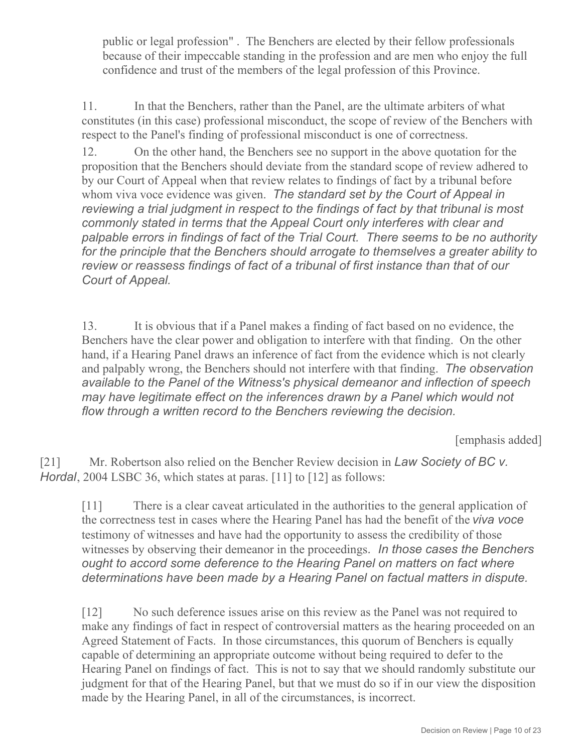public or legal profession" . The Benchers are elected by their fellow professionals because of their impeccable standing in the profession and are men who enjoy the full confidence and trust of the members of the legal profession of this Province.

11. In that the Benchers, rather than the Panel, are the ultimate arbiters of what constitutes (in this case) professional misconduct, the scope of review of the Benchers with respect to the Panel's finding of professional misconduct is one of correctness.

12. On the other hand, the Benchers see no support in the above quotation for the proposition that the Benchers should deviate from the standard scope of review adhered to by our Court of Appeal when that review relates to findings of fact by a tribunal before whom viva voce evidence was given. *The standard set by the Court of Appeal in reviewing a trial judgment in respect to the findings of fact by that tribunal is most commonly stated in terms that the Appeal Court only interferes with clear and palpable errors in findings of fact of the Trial Court. There seems to be no authority for the principle that the Benchers should arrogate to themselves a greater ability to review or reassess findings of fact of a tribunal of first instance than that of our Court of Appeal.*

13. It is obvious that if a Panel makes a finding of fact based on no evidence, the Benchers have the clear power and obligation to interfere with that finding. On the other hand, if a Hearing Panel draws an inference of fact from the evidence which is not clearly and palpably wrong, the Benchers should not interfere with that finding. *The observation available to the Panel of the Witness's physical demeanor and inflection of speech may have legitimate effect on the inferences drawn by a Panel which would not flow through a written record to the Benchers reviewing the decision.*

[emphasis added]

[21] Mr. Robertson also relied on the Bencher Review decision in *Law Society of BC v. Hordal*, 2004 LSBC 36, which states at paras. [11] to [12] as follows:

[11] There is a clear caveat articulated in the authorities to the general application of the correctness test in cases where the Hearing Panel has had the benefit of the *viva voce* testimony of witnesses and have had the opportunity to assess the credibility of those witnesses by observing their demeanor in the proceedings. *In those cases the Benchers ought to accord some deference to the Hearing Panel on matters on fact where determinations have been made by a Hearing Panel on factual matters in dispute.*

[12] No such deference issues arise on this review as the Panel was not required to make any findings of fact in respect of controversial matters as the hearing proceeded on an Agreed Statement of Facts. In those circumstances, this quorum of Benchers is equally capable of determining an appropriate outcome without being required to defer to the Hearing Panel on findings of fact. This is not to say that we should randomly substitute our judgment for that of the Hearing Panel, but that we must do so if in our view the disposition made by the Hearing Panel, in all of the circumstances, is incorrect.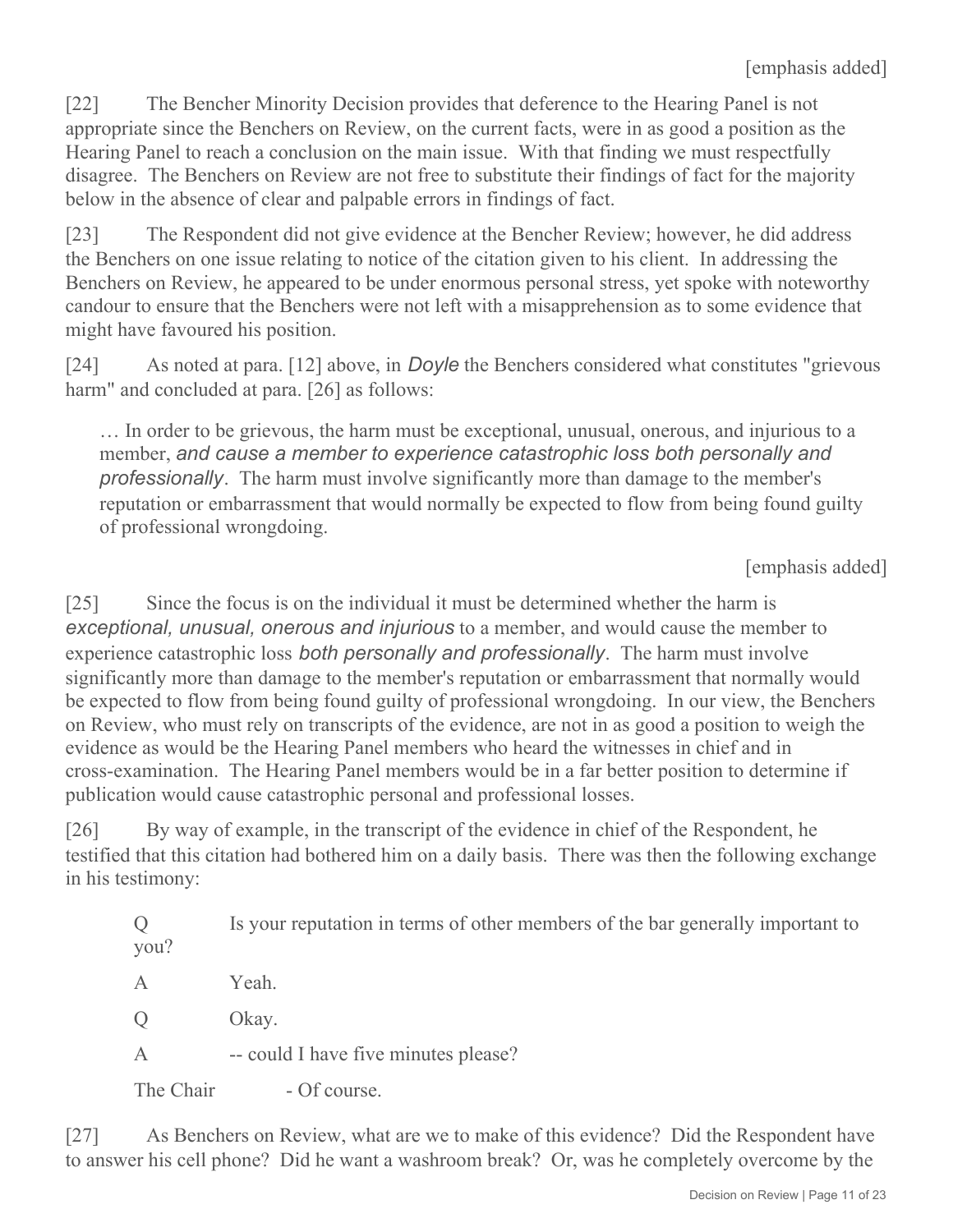[emphasis added]

[22] The Bencher Minority Decision provides that deference to the Hearing Panel is not appropriate since the Benchers on Review, on the current facts, were in as good a position as the Hearing Panel to reach a conclusion on the main issue. With that finding we must respectfully disagree. The Benchers on Review are not free to substitute their findings of fact for the majority below in the absence of clear and palpable errors in findings of fact.

[23] The Respondent did not give evidence at the Bencher Review; however, he did address the Benchers on one issue relating to notice of the citation given to his client. In addressing the Benchers on Review, he appeared to be under enormous personal stress, yet spoke with noteworthy candour to ensure that the Benchers were not left with a misapprehension as to some evidence that might have favoured his position.

[24] As noted at para. [12] above, in *Doyle* the Benchers considered what constitutes "grievous harm" and concluded at para. [26] as follows:

> … In order to be grievous, the harm must be exceptional, unusual, onerous, and injurious to a member, *and cause a member to experience catastrophic loss both personally and professionally*. The harm must involve significantly more than damage to the member's reputation or embarrassment that would normally be expected to flow from being found guilty of professional wrongdoing.

[emphasis added]

[25] Since the focus is on the individual it must be determined whether the harm is *exceptional, unusual, onerous and injurious* to a member, and would cause the member to experience catastrophic loss *both personally and professionally*. The harm must involve significantly more than damage to the member's reputation or embarrassment that normally would be expected to flow from being found guilty of professional wrongdoing. In our view, the Benchers on Review, who must rely on transcripts of the evidence, are not in as good a position to weigh the evidence as would be the Hearing Panel members who heard the witnesses in chief and in cross-examination. The Hearing Panel members would be in a far better position to determine if publication would cause catastrophic personal and professional losses.

[26] By way of example, in the transcript of the evidence in chief of the Respondent, he testified that this citation had bothered him on a daily basis. There was then the following exchange in his testimony:

> Q Is your reputation in terms of other members of the bar generally important to you?
>
> A Yeah.
>
> Q Okay.
>
> A -- could I have five minutes please?
>
> The Chair - Of course.

[27] As Benchers on Review, what are we to make of this evidence? Did the Respondent have to answer his cell phone? Did he want a washroom break? Or, was he completely overcome by the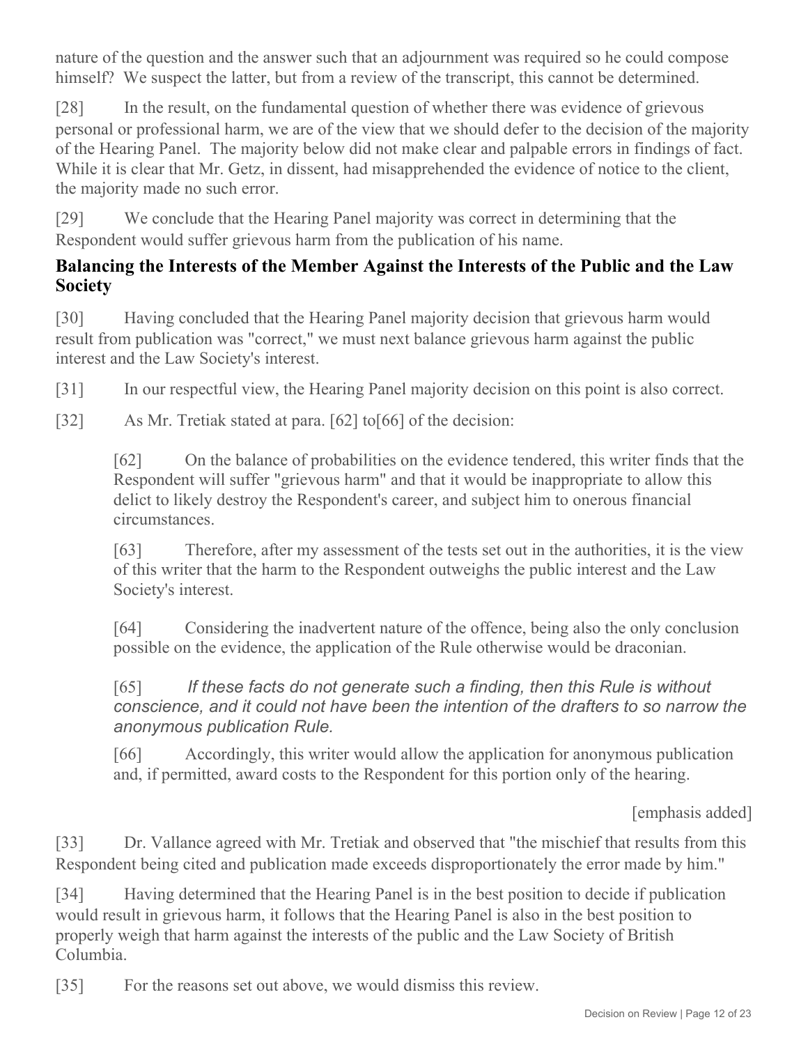nature of the question and the answer such that an adjournment was required so he could compose himself? We suspect the latter, but from a review of the transcript, this cannot be determined.

[28] In the result, on the fundamental question of whether there was evidence of grievous personal or professional harm, we are of the view that we should defer to the decision of the majority of the Hearing Panel. The majority below did not make clear and palpable errors in findings of fact. While it is clear that Mr. Getz, in dissent, had misapprehended the evidence of notice to the client, the majority made no such error.

[29] We conclude that the Hearing Panel majority was correct in determining that the Respondent would suffer grievous harm from the publication of his name.

## Balancing the Interests of the Member Against the Interests of the Public and the Law Society

[30] Having concluded that the Hearing Panel majority decision that grievous harm would result from publication was "correct," we must next balance grievous harm against the public interest and the Law Society's interest.

[31] In our respectful view, the Hearing Panel majority decision on this point is also correct.

[32] As Mr. Tretiak stated at para. [62] to[66] of the decision:

> [62] On the balance of probabilities on the evidence tendered, this writer finds that the Respondent will suffer "grievous harm" and that it would be inappropriate to allow this delict to likely destroy the Respondent's career, and subject him to onerous financial circumstances.
>
> [63] Therefore, after my assessment of the tests set out in the authorities, it is the view of this writer that the harm to the Respondent outweighs the public interest and the Law Society's interest.
>
> [64] Considering the inadvertent nature of the offence, being also the only conclusion possible on the evidence, the application of the Rule otherwise would be draconian.
>
> [65] *If these facts do not generate such a finding, then this Rule is without conscience, and it could not have been the intention of the drafters to so narrow the anonymous publication Rule.*
>
> [66] Accordingly, this writer would allow the application for anonymous publication and, if permitted, award costs to the Respondent for this portion only of the hearing.
>
> [emphasis added]

[33] Dr. Vallance agreed with Mr. Tretiak and observed that "the mischief that results from this Respondent being cited and publication made exceeds disproportionately the error made by him."

[34] Having determined that the Hearing Panel is in the best position to decide if publication would result in grievous harm, it follows that the Hearing Panel is also in the best position to properly weigh that harm against the interests of the public and the Law Society of British Columbia.

[35] For the reasons set out above, we would dismiss this review.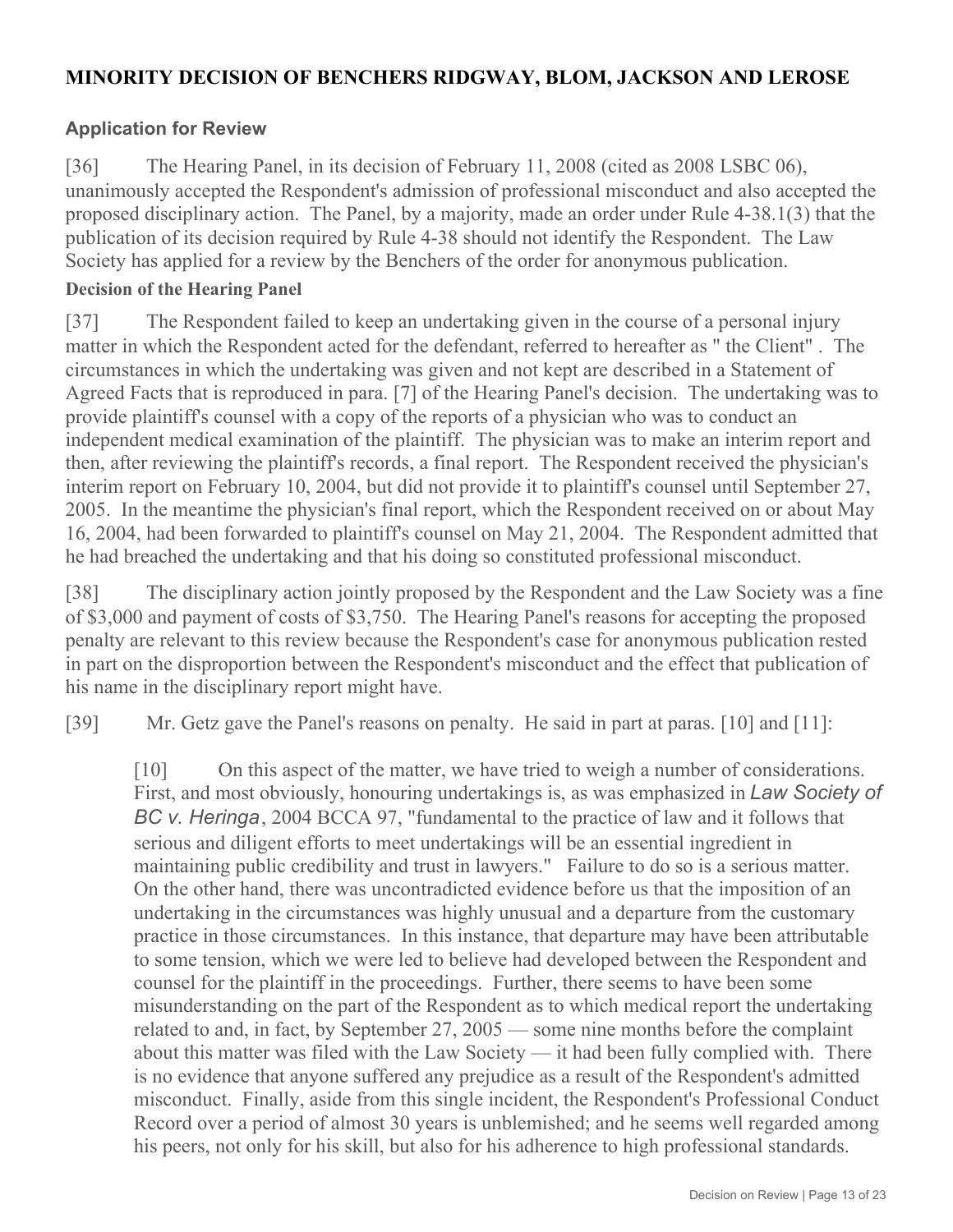## MINORITY DECISION OF BENCHERS RIDGWAY, BLOM, JACKSON AND LEROSE

### Application for Review

[36] The Hearing Panel, in its decision of February 11, 2008 (cited as 2008 LSBC 06), unanimously accepted the Respondent's admission of professional misconduct and also accepted the proposed disciplinary action. The Panel, by a majority, made an order under Rule 4-38.1(3) that the publication of its decision required by Rule 4-38 should not identify the Respondent. The Law Society has applied for a review by the Benchers of the order for anonymous publication.

**Decision of the Hearing Panel**

[37] The Respondent failed to keep an undertaking given in the course of a personal injury matter in which the Respondent acted for the defendant, referred to hereafter as " the Client" . The circumstances in which the undertaking was given and not kept are described in a Statement of Agreed Facts that is reproduced in para. [7] of the Hearing Panel's decision. The undertaking was to provide plaintiff's counsel with a copy of the reports of a physician who was to conduct an independent medical examination of the plaintiff. The physician was to make an interim report and then, after reviewing the plaintiff's records, a final report. The Respondent received the physician's interim report on February 10, 2004, but did not provide it to plaintiff's counsel until September 27, 2005. In the meantime the physician's final report, which the Respondent received on or about May 16, 2004, had been forwarded to plaintiff's counsel on May 21, 2004. The Respondent admitted that he had breached the undertaking and that his doing so constituted professional misconduct.

[38] The disciplinary action jointly proposed by the Respondent and the Law Society was a fine of $3,000 and payment of costs of $3,750. The Hearing Panel's reasons for accepting the proposed penalty are relevant to this review because the Respondent's case for anonymous publication rested in part on the disproportion between the Respondent's misconduct and the effect that publication of his name in the disciplinary report might have.

[39] Mr. Getz gave the Panel's reasons on penalty. He said in part at paras. [10] and [11]:

> [10] On this aspect of the matter, we have tried to weigh a number of considerations. First, and most obviously, honouring undertakings is, as was emphasized in *Law Society of BC v. Heringa*, 2004 BCCA 97, "fundamental to the practice of law and it follows that serious and diligent efforts to meet undertakings will be an essential ingredient in maintaining public credibility and trust in lawyers." Failure to do so is a serious matter. On the other hand, there was uncontradicted evidence before us that the imposition of an undertaking in the circumstances was highly unusual and a departure from the customary practice in those circumstances. In this instance, that departure may have been attributable to some tension, which we were led to believe had developed between the Respondent and counsel for the plaintiff in the proceedings. Further, there seems to have been some misunderstanding on the part of the Respondent as to which medical report the undertaking related to and, in fact, by September 27, 2005 — some nine months before the complaint about this matter was filed with the Law Society — it had been fully complied with. There is no evidence that anyone suffered any prejudice as a result of the Respondent's admitted misconduct. Finally, aside from this single incident, the Respondent's Professional Conduct Record over a period of almost 30 years is unblemished; and he seems well regarded among his peers, not only for his skill, but also for his adherence to high professional standards.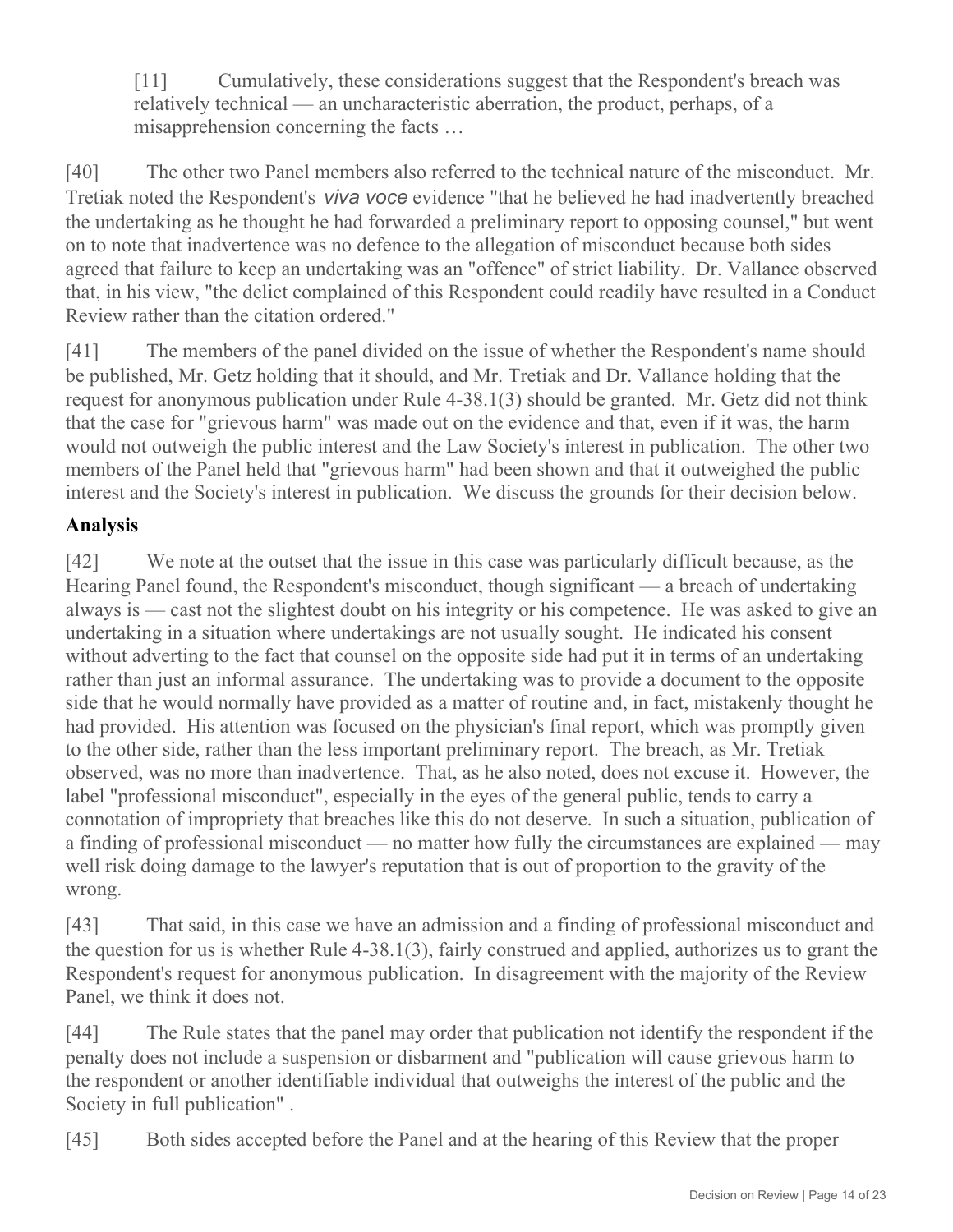> [11] Cumulatively, these considerations suggest that the Respondent's breach was relatively technical — an uncharacteristic aberration, the product, perhaps, of a misapprehension concerning the facts …

[40] The other two Panel members also referred to the technical nature of the misconduct. Mr. Tretiak noted the Respondent's *viva voce* evidence "that he believed he had inadvertently breached the undertaking as he thought he had forwarded a preliminary report to opposing counsel," but went on to note that inadvertence was no defence to the allegation of misconduct because both sides agreed that failure to keep an undertaking was an "offence" of strict liability. Dr. Vallance observed that, in his view, "the delict complained of this Respondent could readily have resulted in a Conduct Review rather than the citation ordered."

[41] The members of the panel divided on the issue of whether the Respondent's name should be published, Mr. Getz holding that it should, and Mr. Tretiak and Dr. Vallance holding that the request for anonymous publication under Rule 4-38.1(3) should be granted. Mr. Getz did not think that the case for "grievous harm" was made out on the evidence and that, even if it was, the harm would not outweigh the public interest and the Law Society's interest in publication. The other two members of the Panel held that "grievous harm" had been shown and that it outweighed the public interest and the Society's interest in publication. We discuss the grounds for their decision below.

## Analysis

[42] We note at the outset that the issue in this case was particularly difficult because, as the Hearing Panel found, the Respondent's misconduct, though significant — a breach of undertaking always is — cast not the slightest doubt on his integrity or his competence. He was asked to give an undertaking in a situation where undertakings are not usually sought. He indicated his consent without adverting to the fact that counsel on the opposite side had put it in terms of an undertaking rather than just an informal assurance. The undertaking was to provide a document to the opposite side that he would normally have provided as a matter of routine and, in fact, mistakenly thought he had provided. His attention was focused on the physician's final report, which was promptly given to the other side, rather than the less important preliminary report. The breach, as Mr. Tretiak observed, was no more than inadvertence. That, as he also noted, does not excuse it. However, the label "professional misconduct", especially in the eyes of the general public, tends to carry a connotation of impropriety that breaches like this do not deserve. In such a situation, publication of a finding of professional misconduct — no matter how fully the circumstances are explained — may well risk doing damage to the lawyer's reputation that is out of proportion to the gravity of the wrong.

[43] That said, in this case we have an admission and a finding of professional misconduct and the question for us is whether Rule 4-38.1(3), fairly construed and applied, authorizes us to grant the Respondent's request for anonymous publication. In disagreement with the majority of the Review Panel, we think it does not.

[44] The Rule states that the panel may order that publication not identify the respondent if the penalty does not include a suspension or disbarment and "publication will cause grievous harm to the respondent or another identifiable individual that outweighs the interest of the public and the Society in full publication" .

[45] Both sides accepted before the Panel and at the hearing of this Review that the proper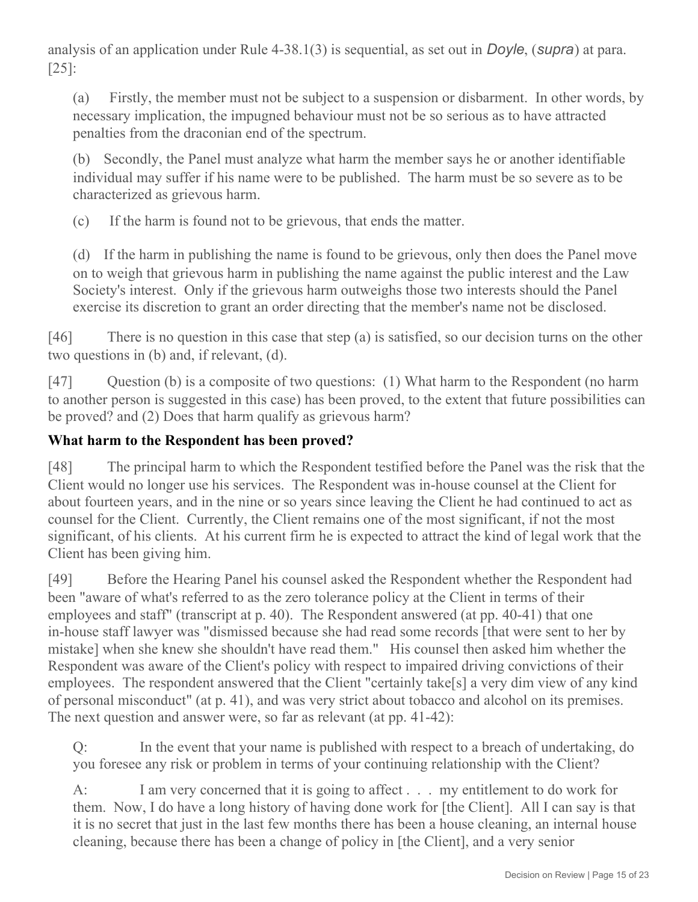analysis of an application under Rule 4-38.1(3) is sequential, as set out in *Doyle*, (*supra*) at para. [25]:

> (a) Firstly, the member must not be subject to a suspension or disbarment. In other words, by necessary implication, the impugned behaviour must not be so serious as to have attracted penalties from the draconian end of the spectrum.
>
> (b) Secondly, the Panel must analyze what harm the member says he or another identifiable individual may suffer if his name were to be published. The harm must be so severe as to be characterized as grievous harm.
>
> (c) If the harm is found not to be grievous, that ends the matter.
>
> (d) If the harm in publishing the name is found to be grievous, only then does the Panel move on to weigh that grievous harm in publishing the name against the public interest and the Law Society's interest. Only if the grievous harm outweighs those two interests should the Panel exercise its discretion to grant an order directing that the member's name not be disclosed.

[46] There is no question in this case that step (a) is satisfied, so our decision turns on the other two questions in (b) and, if relevant, (d).

[47] Question (b) is a composite of two questions: (1) What harm to the Respondent (no harm to another person is suggested in this case) has been proved, to the extent that future possibilities can be proved? and (2) Does that harm qualify as grievous harm?

### What harm to the Respondent has been proved?

[48] The principal harm to which the Respondent testified before the Panel was the risk that the Client would no longer use his services. The Respondent was in-house counsel at the Client for about fourteen years, and in the nine or so years since leaving the Client he had continued to act as counsel for the Client. Currently, the Client remains one of the most significant, if not the most significant, of his clients. At his current firm he is expected to attract the kind of legal work that the Client has been giving him.

[49] Before the Hearing Panel his counsel asked the Respondent whether the Respondent had been "aware of what's referred to as the zero tolerance policy at the Client in terms of their employees and staff" (transcript at p. 40). The Respondent answered (at pp. 40-41) that one in-house staff lawyer was "dismissed because she had read some records [that were sent to her by mistake] when she knew she shouldn't have read them." His counsel then asked him whether the Respondent was aware of the Client's policy with respect to impaired driving convictions of their employees. The respondent answered that the Client "certainly take[s] a very dim view of any kind of personal misconduct" (at p. 41), and was very strict about tobacco and alcohol on its premises. The next question and answer were, so far as relevant (at pp. 41-42):

> Q: In the event that your name is published with respect to a breach of undertaking, do you foresee any risk or problem in terms of your continuing relationship with the Client?
>
> A: I am very concerned that it is going to affect . . . my entitlement to do work for them. Now, I do have a long history of having done work for [the Client]. All I can say is that it is no secret that just in the last few months there has been a house cleaning, an internal house cleaning, because there has been a change of policy in [the Client], and a very senior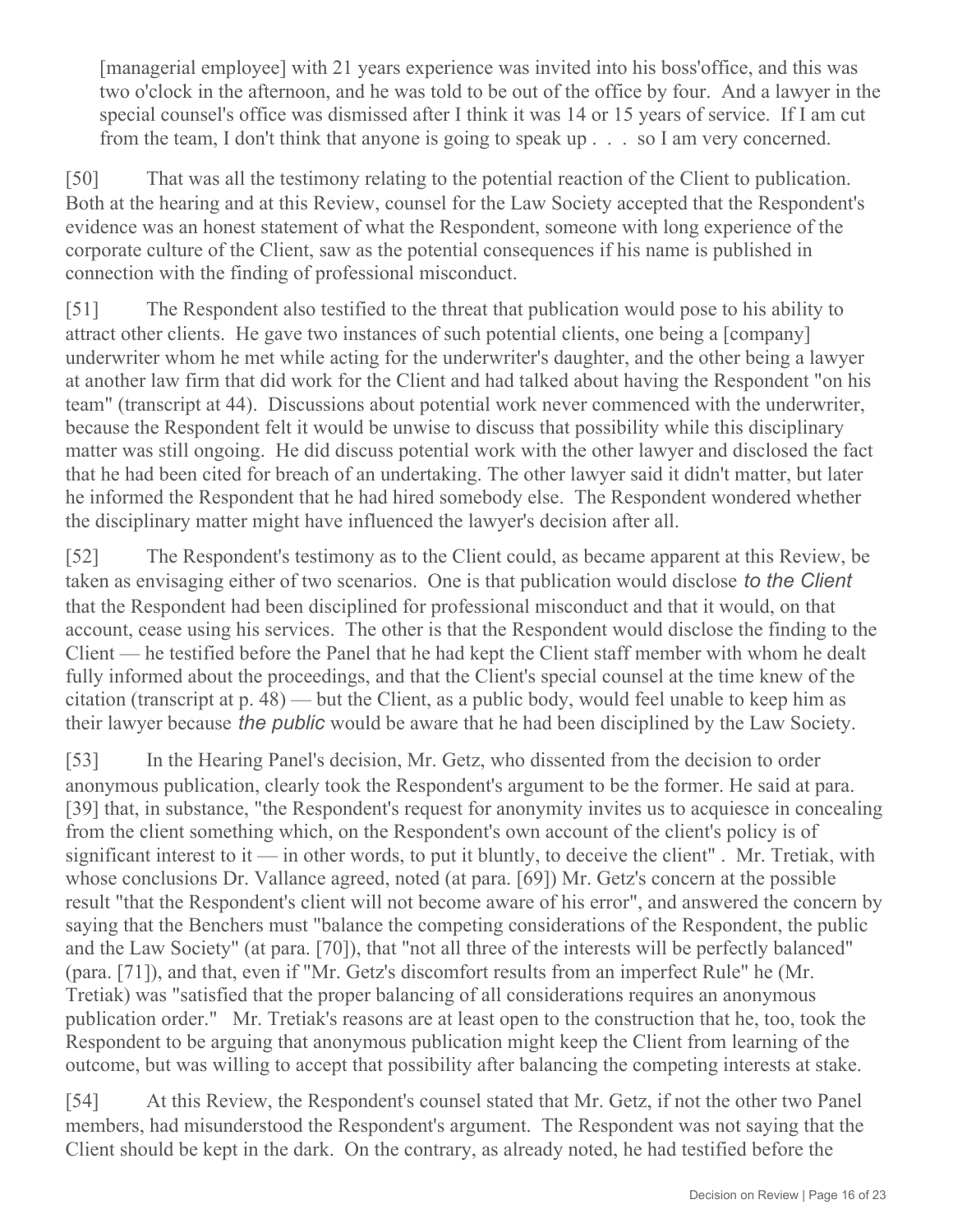[managerial employee] with 21 years experience was invited into his boss'office, and this was two o'clock in the afternoon, and he was told to be out of the office by four. And a lawyer in the special counsel's office was dismissed after I think it was 14 or 15 years of service. If I am cut from the team, I don't think that anyone is going to speak up . . . so I am very concerned.

[50] That was all the testimony relating to the potential reaction of the Client to publication. Both at the hearing and at this Review, counsel for the Law Society accepted that the Respondent's evidence was an honest statement of what the Respondent, someone with long experience of the corporate culture of the Client, saw as the potential consequences if his name is published in connection with the finding of professional misconduct.

[51] The Respondent also testified to the threat that publication would pose to his ability to attract other clients. He gave two instances of such potential clients, one being a [company] underwriter whom he met while acting for the underwriter's daughter, and the other being a lawyer at another law firm that did work for the Client and had talked about having the Respondent "on his team" (transcript at 44). Discussions about potential work never commenced with the underwriter, because the Respondent felt it would be unwise to discuss that possibility while this disciplinary matter was still ongoing. He did discuss potential work with the other lawyer and disclosed the fact that he had been cited for breach of an undertaking. The other lawyer said it didn't matter, but later he informed the Respondent that he had hired somebody else. The Respondent wondered whether the disciplinary matter might have influenced the lawyer's decision after all.

[52] The Respondent's testimony as to the Client could, as became apparent at this Review, be taken as envisaging either of two scenarios. One is that publication would disclose *to the Client* that the Respondent had been disciplined for professional misconduct and that it would, on that account, cease using his services. The other is that the Respondent would disclose the finding to the Client — he testified before the Panel that he had kept the Client staff member with whom he dealt fully informed about the proceedings, and that the Client's special counsel at the time knew of the citation (transcript at p. 48) — but the Client, as a public body, would feel unable to keep him as their lawyer because *the public* would be aware that he had been disciplined by the Law Society.

[53] In the Hearing Panel's decision, Mr. Getz, who dissented from the decision to order anonymous publication, clearly took the Respondent's argument to be the former. He said at para. [39] that, in substance, "the Respondent's request for anonymity invites us to acquiesce in concealing from the client something which, on the Respondent's own account of the client's policy is of significant interest to it — in other words, to put it bluntly, to deceive the client" . Mr. Tretiak, with whose conclusions Dr. Vallance agreed, noted (at para. [69]) Mr. Getz's concern at the possible result "that the Respondent's client will not become aware of his error", and answered the concern by saying that the Benchers must "balance the competing considerations of the Respondent, the public and the Law Society" (at para. [70]), that "not all three of the interests will be perfectly balanced" (para. [71]), and that, even if "Mr. Getz's discomfort results from an imperfect Rule" he (Mr. Tretiak) was "satisfied that the proper balancing of all considerations requires an anonymous publication order." Mr. Tretiak's reasons are at least open to the construction that he, too, took the Respondent to be arguing that anonymous publication might keep the Client from learning of the outcome, but was willing to accept that possibility after balancing the competing interests at stake.

[54] At this Review, the Respondent's counsel stated that Mr. Getz, if not the other two Panel members, had misunderstood the Respondent's argument. The Respondent was not saying that the Client should be kept in the dark. On the contrary, as already noted, he had testified before the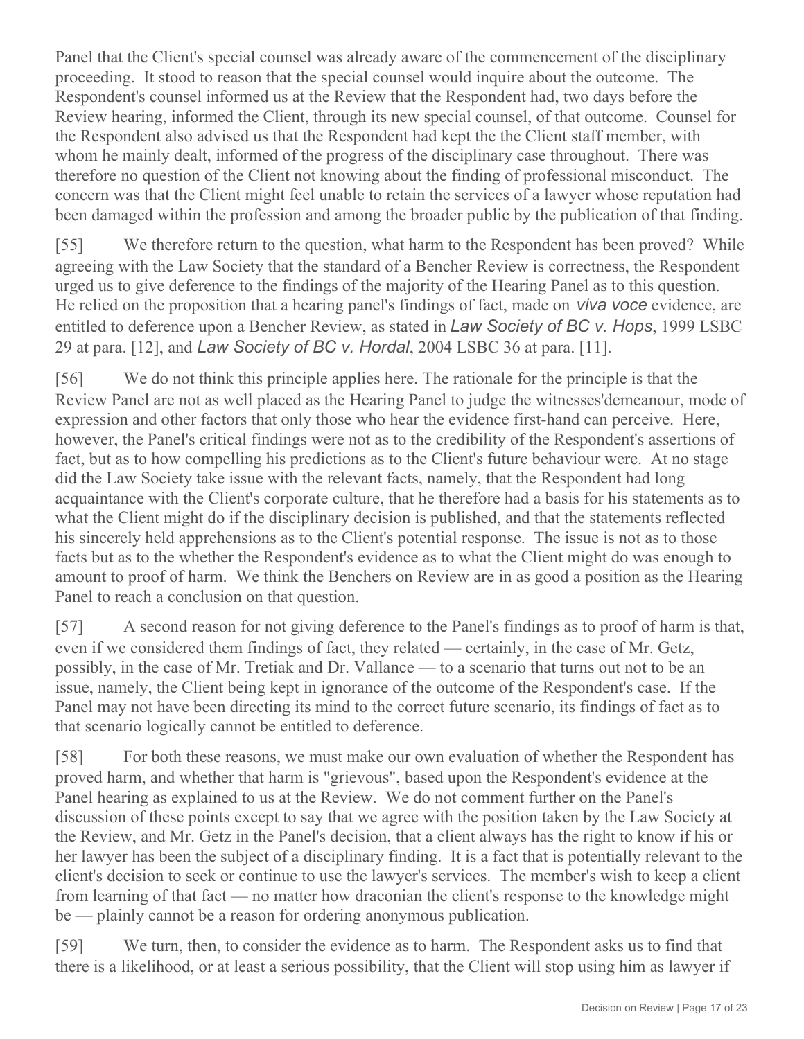Panel that the Client's special counsel was already aware of the commencement of the disciplinary proceeding. It stood to reason that the special counsel would inquire about the outcome. The Respondent's counsel informed us at the Review that the Respondent had, two days before the Review hearing, informed the Client, through its new special counsel, of that outcome. Counsel for the Respondent also advised us that the Respondent had kept the the Client staff member, with whom he mainly dealt, informed of the progress of the disciplinary case throughout. There was therefore no question of the Client not knowing about the finding of professional misconduct. The concern was that the Client might feel unable to retain the services of a lawyer whose reputation had been damaged within the profession and among the broader public by the publication of that finding.

[55] We therefore return to the question, what harm to the Respondent has been proved? While agreeing with the Law Society that the standard of a Bencher Review is correctness, the Respondent urged us to give deference to the findings of the majority of the Hearing Panel as to this question. He relied on the proposition that a hearing panel's findings of fact, made on *viva voce* evidence, are entitled to deference upon a Bencher Review, as stated in *Law Society of BC v. Hops*, 1999 LSBC 29 at para. [12], and *Law Society of BC v. Hordal*, 2004 LSBC 36 at para. [11].

[56] We do not think this principle applies here. The rationale for the principle is that the Review Panel are not as well placed as the Hearing Panel to judge the witnesses'demeanour, mode of expression and other factors that only those who hear the evidence first-hand can perceive. Here, however, the Panel's critical findings were not as to the credibility of the Respondent's assertions of fact, but as to how compelling his predictions as to the Client's future behaviour were. At no stage did the Law Society take issue with the relevant facts, namely, that the Respondent had long acquaintance with the Client's corporate culture, that he therefore had a basis for his statements as to what the Client might do if the disciplinary decision is published, and that the statements reflected his sincerely held apprehensions as to the Client's potential response. The issue is not as to those facts but as to the whether the Respondent's evidence as to what the Client might do was enough to amount to proof of harm. We think the Benchers on Review are in as good a position as the Hearing Panel to reach a conclusion on that question.

[57] A second reason for not giving deference to the Panel's findings as to proof of harm is that, even if we considered them findings of fact, they related — certainly, in the case of Mr. Getz, possibly, in the case of Mr. Tretiak and Dr. Vallance — to a scenario that turns out not to be an issue, namely, the Client being kept in ignorance of the outcome of the Respondent's case. If the Panel may not have been directing its mind to the correct future scenario, its findings of fact as to that scenario logically cannot be entitled to deference.

[58] For both these reasons, we must make our own evaluation of whether the Respondent has proved harm, and whether that harm is "grievous", based upon the Respondent's evidence at the Panel hearing as explained to us at the Review. We do not comment further on the Panel's discussion of these points except to say that we agree with the position taken by the Law Society at the Review, and Mr. Getz in the Panel's decision, that a client always has the right to know if his or her lawyer has been the subject of a disciplinary finding. It is a fact that is potentially relevant to the client's decision to seek or continue to use the lawyer's services. The member's wish to keep a client from learning of that fact — no matter how draconian the client's response to the knowledge might be — plainly cannot be a reason for ordering anonymous publication.

[59] We turn, then, to consider the evidence as to harm. The Respondent asks us to find that there is a likelihood, or at least a serious possibility, that the Client will stop using him as lawyer if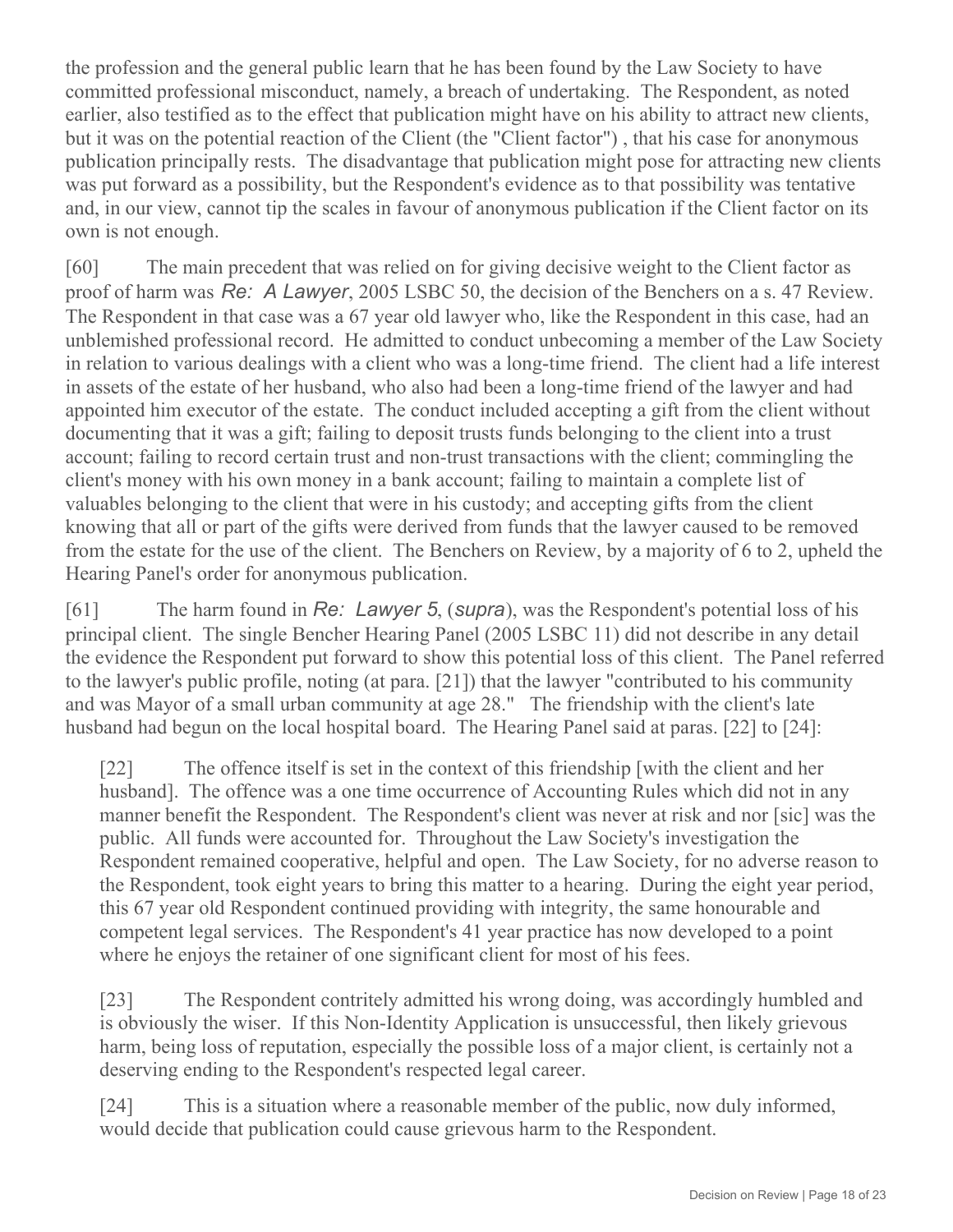the profession and the general public learn that he has been found by the Law Society to have committed professional misconduct, namely, a breach of undertaking. The Respondent, as noted earlier, also testified as to the effect that publication might have on his ability to attract new clients, but it was on the potential reaction of the Client (the "Client factor") , that his case for anonymous publication principally rests. The disadvantage that publication might pose for attracting new clients was put forward as a possibility, but the Respondent's evidence as to that possibility was tentative and, in our view, cannot tip the scales in favour of anonymous publication if the Client factor on its own is not enough.

[60] The main precedent that was relied on for giving decisive weight to the Client factor as proof of harm was *Re: A Lawyer*, 2005 LSBC 50, the decision of the Benchers on a s. 47 Review. The Respondent in that case was a 67 year old lawyer who, like the Respondent in this case, had an unblemished professional record. He admitted to conduct unbecoming a member of the Law Society in relation to various dealings with a client who was a long-time friend. The client had a life interest in assets of the estate of her husband, who also had been a long-time friend of the lawyer and had appointed him executor of the estate. The conduct included accepting a gift from the client without documenting that it was a gift; failing to deposit trusts funds belonging to the client into a trust account; failing to record certain trust and non-trust transactions with the client; commingling the client's money with his own money in a bank account; failing to maintain a complete list of valuables belonging to the client that were in his custody; and accepting gifts from the client knowing that all or part of the gifts were derived from funds that the lawyer caused to be removed from the estate for the use of the client. The Benchers on Review, by a majority of 6 to 2, upheld the Hearing Panel's order for anonymous publication.

[61] The harm found in *Re: Lawyer 5*, (*supra*), was the Respondent's potential loss of his principal client. The single Bencher Hearing Panel (2005 LSBC 11) did not describe in any detail the evidence the Respondent put forward to show this potential loss of this client. The Panel referred to the lawyer's public profile, noting (at para. [21]) that the lawyer "contributed to his community and was Mayor of a small urban community at age 28." The friendship with the client's late husband had begun on the local hospital board. The Hearing Panel said at paras. [22] to [24]:

> [22] The offence itself is set in the context of this friendship [with the client and her husband]. The offence was a one time occurrence of Accounting Rules which did not in any manner benefit the Respondent. The Respondent's client was never at risk and nor [sic] was the public. All funds were accounted for. Throughout the Law Society's investigation the Respondent remained cooperative, helpful and open. The Law Society, for no adverse reason to the Respondent, took eight years to bring this matter to a hearing. During the eight year period, this 67 year old Respondent continued providing with integrity, the same honourable and competent legal services. The Respondent's 41 year practice has now developed to a point where he enjoys the retainer of one significant client for most of his fees.
>
> [23] The Respondent contritely admitted his wrong doing, was accordingly humbled and is obviously the wiser. If this Non-Identity Application is unsuccessful, then likely grievous harm, being loss of reputation, especially the possible loss of a major client, is certainly not a deserving ending to the Respondent's respected legal career.
>
> [24] This is a situation where a reasonable member of the public, now duly informed, would decide that publication could cause grievous harm to the Respondent.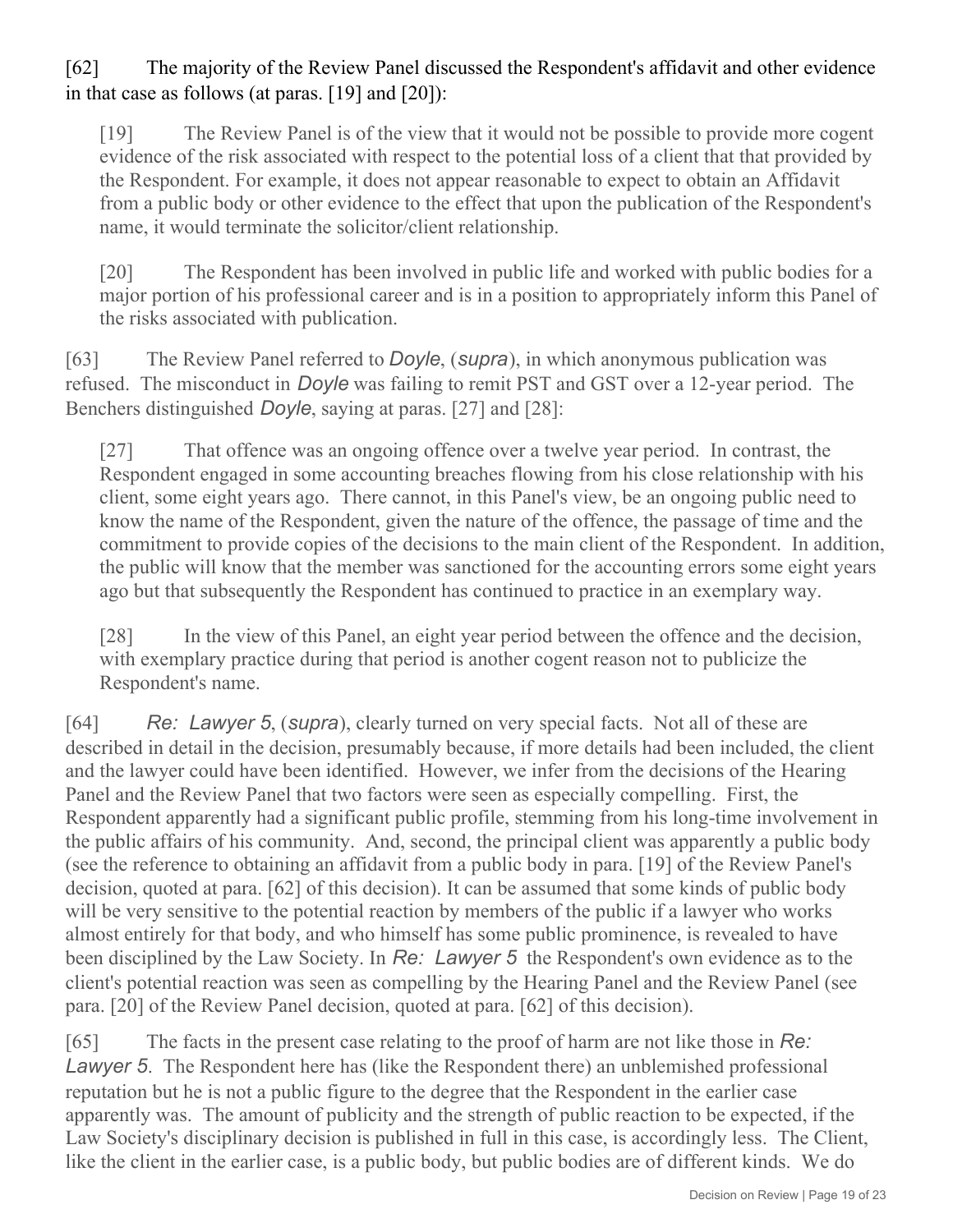[62] The majority of the Review Panel discussed the Respondent's affidavit and other evidence in that case as follows (at paras. [19] and [20]):

> [19] The Review Panel is of the view that it would not be possible to provide more cogent evidence of the risk associated with respect to the potential loss of a client that that provided by the Respondent. For example, it does not appear reasonable to expect to obtain an Affidavit from a public body or other evidence to the effect that upon the publication of the Respondent's name, it would terminate the solicitor/client relationship.
>
> [20] The Respondent has been involved in public life and worked with public bodies for a major portion of his professional career and is in a position to appropriately inform this Panel of the risks associated with publication.

[63] The Review Panel referred to *Doyle*, (*supra*), in which anonymous publication was refused. The misconduct in *Doyle* was failing to remit PST and GST over a 12-year period. The Benchers distinguished *Doyle*, saying at paras. [27] and [28]:

> [27] That offence was an ongoing offence over a twelve year period. In contrast, the Respondent engaged in some accounting breaches flowing from his close relationship with his client, some eight years ago. There cannot, in this Panel's view, be an ongoing public need to know the name of the Respondent, given the nature of the offence, the passage of time and the commitment to provide copies of the decisions to the main client of the Respondent. In addition, the public will know that the member was sanctioned for the accounting errors some eight years ago but that subsequently the Respondent has continued to practice in an exemplary way.
>
> [28] In the view of this Panel, an eight year period between the offence and the decision, with exemplary practice during that period is another cogent reason not to publicize the Respondent's name.

[64] *Re: Lawyer 5*, (*supra*), clearly turned on very special facts. Not all of these are described in detail in the decision, presumably because, if more details had been included, the client and the lawyer could have been identified. However, we infer from the decisions of the Hearing Panel and the Review Panel that two factors were seen as especially compelling. First, the Respondent apparently had a significant public profile, stemming from his long-time involvement in the public affairs of his community. And, second, the principal client was apparently a public body (see the reference to obtaining an affidavit from a public body in para. [19] of the Review Panel's decision, quoted at para. [62] of this decision). It can be assumed that some kinds of public body will be very sensitive to the potential reaction by members of the public if a lawyer who works almost entirely for that body, and who himself has some public prominence, is revealed to have been disciplined by the Law Society. In *Re: Lawyer 5* the Respondent's own evidence as to the client's potential reaction was seen as compelling by the Hearing Panel and the Review Panel (see para. [20] of the Review Panel decision, quoted at para. [62] of this decision).

[65] The facts in the present case relating to the proof of harm are not like those in *Re: Lawyer 5*. The Respondent here has (like the Respondent there) an unblemished professional reputation but he is not a public figure to the degree that the Respondent in the earlier case apparently was. The amount of publicity and the strength of public reaction to be expected, if the Law Society's disciplinary decision is published in full in this case, is accordingly less. The Client, like the client in the earlier case, is a public body, but public bodies are of different kinds. We do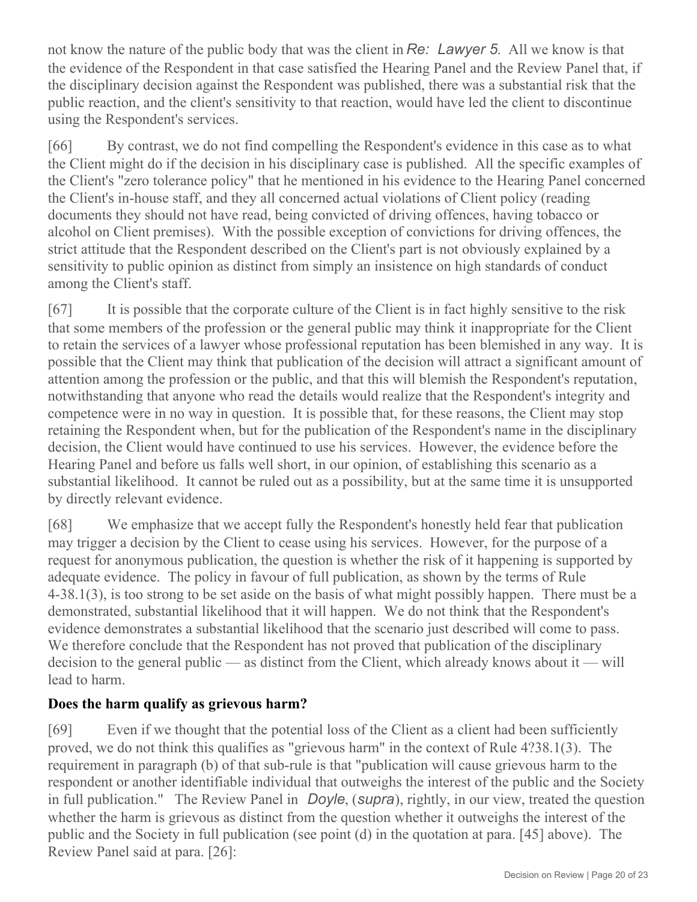not know the nature of the public body that was the client in *Re: Lawyer 5*. All we know is that the evidence of the Respondent in that case satisfied the Hearing Panel and the Review Panel that, if the disciplinary decision against the Respondent was published, there was a substantial risk that the public reaction, and the client's sensitivity to that reaction, would have led the client to discontinue using the Respondent's services.

[66] By contrast, we do not find compelling the Respondent's evidence in this case as to what the Client might do if the decision in his disciplinary case is published. All the specific examples of the Client's "zero tolerance policy" that he mentioned in his evidence to the Hearing Panel concerned the Client's in-house staff, and they all concerned actual violations of Client policy (reading documents they should not have read, being convicted of driving offences, having tobacco or alcohol on Client premises). With the possible exception of convictions for driving offences, the strict attitude that the Respondent described on the Client's part is not obviously explained by a sensitivity to public opinion as distinct from simply an insistence on high standards of conduct among the Client's staff.

[67] It is possible that the corporate culture of the Client is in fact highly sensitive to the risk that some members of the profession or the general public may think it inappropriate for the Client to retain the services of a lawyer whose professional reputation has been blemished in any way. It is possible that the Client may think that publication of the decision will attract a significant amount of attention among the profession or the public, and that this will blemish the Respondent's reputation, notwithstanding that anyone who read the details would realize that the Respondent's integrity and competence were in no way in question. It is possible that, for these reasons, the Client may stop retaining the Respondent when, but for the publication of the Respondent's name in the disciplinary decision, the Client would have continued to use his services. However, the evidence before the Hearing Panel and before us falls well short, in our opinion, of establishing this scenario as a substantial likelihood. It cannot be ruled out as a possibility, but at the same time it is unsupported by directly relevant evidence.

[68] We emphasize that we accept fully the Respondent's honestly held fear that publication may trigger a decision by the Client to cease using his services. However, for the purpose of a request for anonymous publication, the question is whether the risk of it happening is supported by adequate evidence. The policy in favour of full publication, as shown by the terms of Rule 4-38.1(3), is too strong to be set aside on the basis of what might possibly happen. There must be a demonstrated, substantial likelihood that it will happen. We do not think that the Respondent's evidence demonstrates a substantial likelihood that the scenario just described will come to pass. We therefore conclude that the Respondent has not proved that publication of the disciplinary decision to the general public — as distinct from the Client, which already knows about it — will lead to harm.

**Does the harm qualify as grievous harm?**

[69] Even if we thought that the potential loss of the Client as a client had been sufficiently proved, we do not think this qualifies as "grievous harm" in the context of Rule 4?38.1(3). The requirement in paragraph (b) of that sub-rule is that "publication will cause grievous harm to the respondent or another identifiable individual that outweighs the interest of the public and the Society in full publication." The Review Panel in *Doyle*, (*supra*), rightly, in our view, treated the question whether the harm is grievous as distinct from the question whether it outweighs the interest of the public and the Society in full publication (see point (d) in the quotation at para. [45] above). The Review Panel said at para. [26]: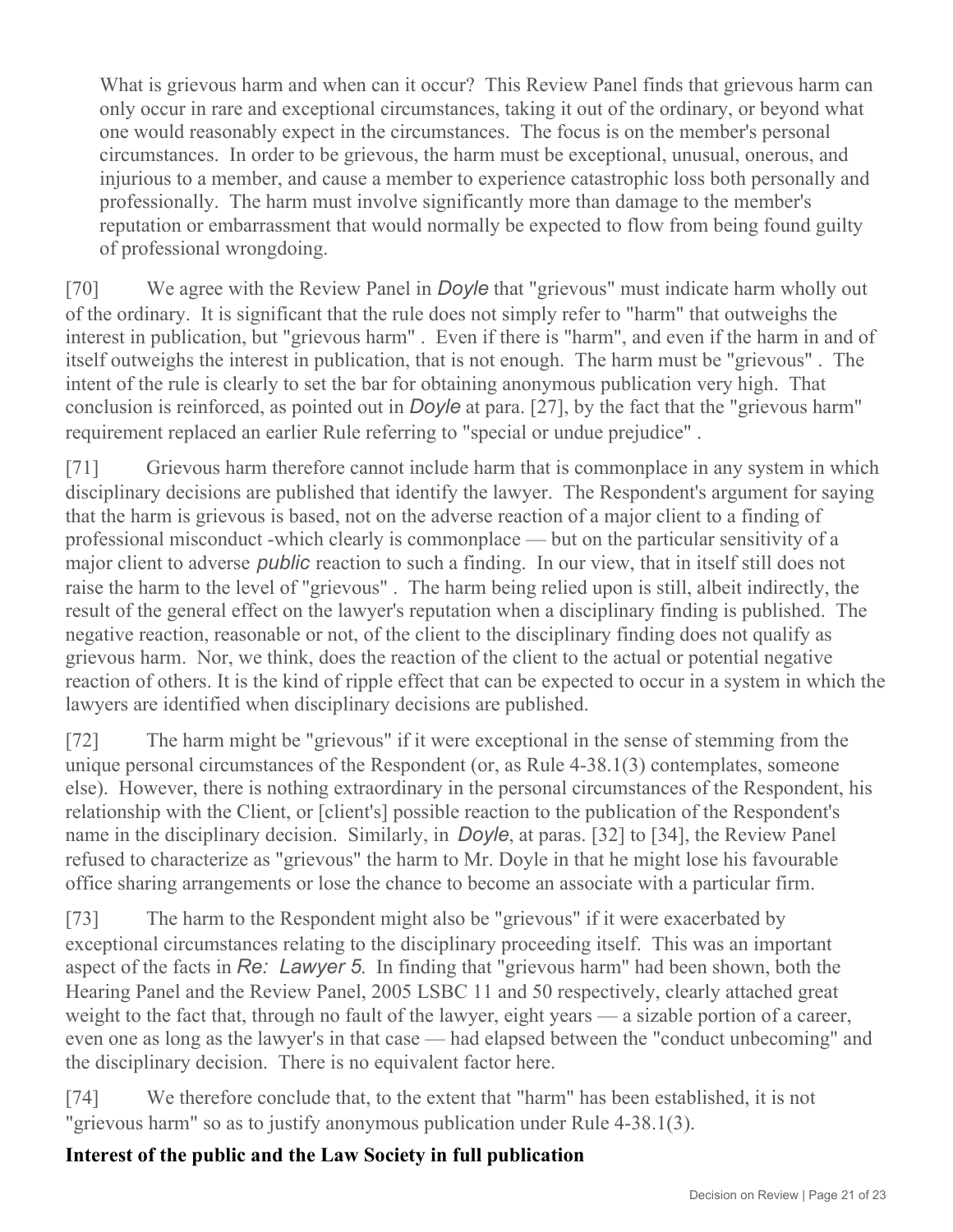> What is grievous harm and when can it occur? This Review Panel finds that grievous harm can only occur in rare and exceptional circumstances, taking it out of the ordinary, or beyond what one would reasonably expect in the circumstances. The focus is on the member's personal circumstances. In order to be grievous, the harm must be exceptional, unusual, onerous, and injurious to a member, and cause a member to experience catastrophic loss both personally and professionally. The harm must involve significantly more than damage to the member's reputation or embarrassment that would normally be expected to flow from being found guilty of professional wrongdoing.

[70] We agree with the Review Panel in *Doyle* that "grievous" must indicate harm wholly out of the ordinary. It is significant that the rule does not simply refer to "harm" that outweighs the interest in publication, but "grievous harm" . Even if there is "harm", and even if the harm in and of itself outweighs the interest in publication, that is not enough. The harm must be "grievous" . The intent of the rule is clearly to set the bar for obtaining anonymous publication very high. That conclusion is reinforced, as pointed out in *Doyle* at para. [27], by the fact that the "grievous harm" requirement replaced an earlier Rule referring to "special or undue prejudice" .

[71] Grievous harm therefore cannot include harm that is commonplace in any system in which disciplinary decisions are published that identify the lawyer. The Respondent's argument for saying that the harm is grievous is based, not on the adverse reaction of a major client to a finding of professional misconduct -which clearly is commonplace — but on the particular sensitivity of a major client to adverse *public* reaction to such a finding. In our view, that in itself still does not raise the harm to the level of "grievous" . The harm being relied upon is still, albeit indirectly, the result of the general effect on the lawyer's reputation when a disciplinary finding is published. The negative reaction, reasonable or not, of the client to the disciplinary finding does not qualify as grievous harm. Nor, we think, does the reaction of the client to the actual or potential negative reaction of others. It is the kind of ripple effect that can be expected to occur in a system in which the lawyers are identified when disciplinary decisions are published.

[72] The harm might be "grievous" if it were exceptional in the sense of stemming from the unique personal circumstances of the Respondent (or, as Rule 4-38.1(3) contemplates, someone else). However, there is nothing extraordinary in the personal circumstances of the Respondent, his relationship with the Client, or [client's] possible reaction to the publication of the Respondent's name in the disciplinary decision. Similarly, in *Doyle*, at paras. [32] to [34], the Review Panel refused to characterize as "grievous" the harm to Mr. Doyle in that he might lose his favourable office sharing arrangements or lose the chance to become an associate with a particular firm.

[73] The harm to the Respondent might also be "grievous" if it were exacerbated by exceptional circumstances relating to the disciplinary proceeding itself. This was an important aspect of the facts in *Re: Lawyer 5*. In finding that "grievous harm" had been shown, both the Hearing Panel and the Review Panel, 2005 LSBC 11 and 50 respectively, clearly attached great weight to the fact that, through no fault of the lawyer, eight years — a sizable portion of a career, even one as long as the lawyer's in that case — had elapsed between the "conduct unbecoming" and the disciplinary decision. There is no equivalent factor here.

[74] We therefore conclude that, to the extent that "harm" has been established, it is not "grievous harm" so as to justify anonymous publication under Rule 4-38.1(3).

**Interest of the public and the Law Society in full publication**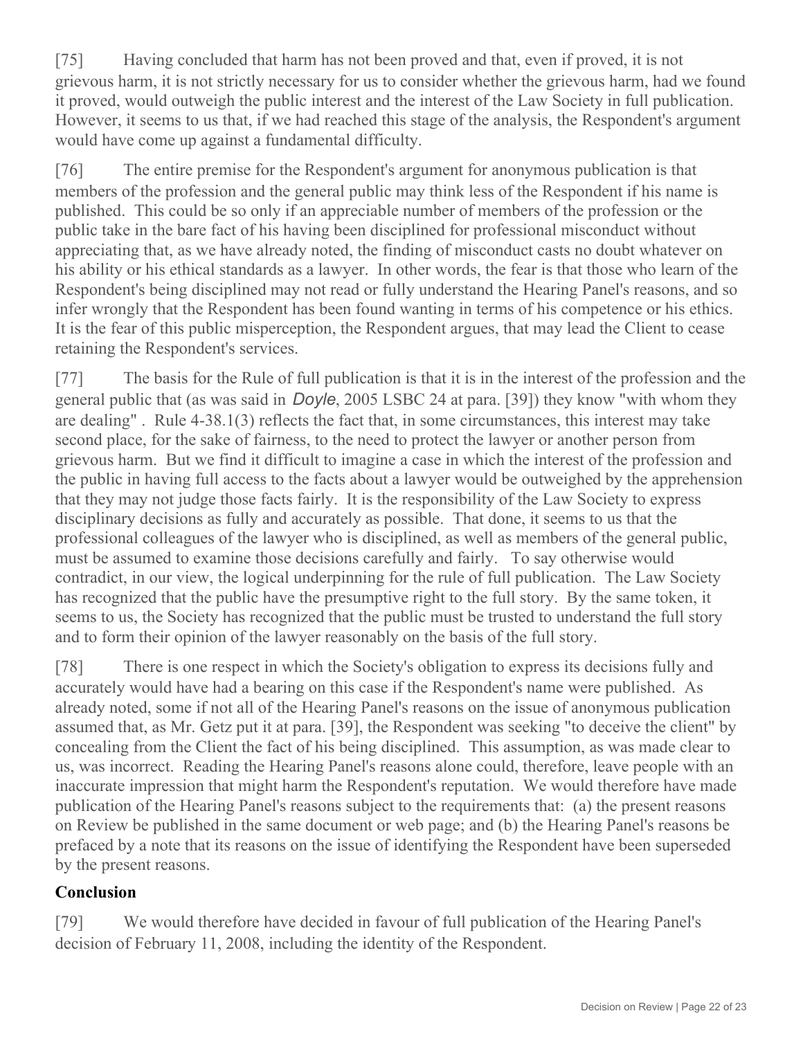[75] Having concluded that harm has not been proved and that, even if proved, it is not grievous harm, it is not strictly necessary for us to consider whether the grievous harm, had we found it proved, would outweigh the public interest and the interest of the Law Society in full publication. However, it seems to us that, if we had reached this stage of the analysis, the Respondent's argument would have come up against a fundamental difficulty.

[76] The entire premise for the Respondent's argument for anonymous publication is that members of the profession and the general public may think less of the Respondent if his name is published. This could be so only if an appreciable number of members of the profession or the public take in the bare fact of his having been disciplined for professional misconduct without appreciating that, as we have already noted, the finding of misconduct casts no doubt whatever on his ability or his ethical standards as a lawyer. In other words, the fear is that those who learn of the Respondent's being disciplined may not read or fully understand the Hearing Panel's reasons, and so infer wrongly that the Respondent has been found wanting in terms of his competence or his ethics. It is the fear of this public misperception, the Respondent argues, that may lead the Client to cease retaining the Respondent's services.

[77] The basis for the Rule of full publication is that it is in the interest of the profession and the general public that (as was said in *Doyle*, 2005 LSBC 24 at para. [39]) they know "with whom they are dealing" . Rule 4-38.1(3) reflects the fact that, in some circumstances, this interest may take second place, for the sake of fairness, to the need to protect the lawyer or another person from grievous harm. But we find it difficult to imagine a case in which the interest of the profession and the public in having full access to the facts about a lawyer would be outweighed by the apprehension that they may not judge those facts fairly. It is the responsibility of the Law Society to express disciplinary decisions as fully and accurately as possible. That done, it seems to us that the professional colleagues of the lawyer who is disciplined, as well as members of the general public, must be assumed to examine those decisions carefully and fairly. To say otherwise would contradict, in our view, the logical underpinning for the rule of full publication. The Law Society has recognized that the public have the presumptive right to the full story. By the same token, it seems to us, the Society has recognized that the public must be trusted to understand the full story and to form their opinion of the lawyer reasonably on the basis of the full story.

[78] There is one respect in which the Society's obligation to express its decisions fully and accurately would have had a bearing on this case if the Respondent's name were published. As already noted, some if not all of the Hearing Panel's reasons on the issue of anonymous publication assumed that, as Mr. Getz put it at para. [39], the Respondent was seeking "to deceive the client" by concealing from the Client the fact of his being disciplined. This assumption, as was made clear to us, was incorrect. Reading the Hearing Panel's reasons alone could, therefore, leave people with an inaccurate impression that might harm the Respondent's reputation. We would therefore have made publication of the Hearing Panel's reasons subject to the requirements that: (a) the present reasons on Review be published in the same document or web page; and (b) the Hearing Panel's reasons be prefaced by a note that its reasons on the issue of identifying the Respondent have been superseded by the present reasons.

## Conclusion

[79] We would therefore have decided in favour of full publication of the Hearing Panel's decision of February 11, 2008, including the identity of the Respondent.